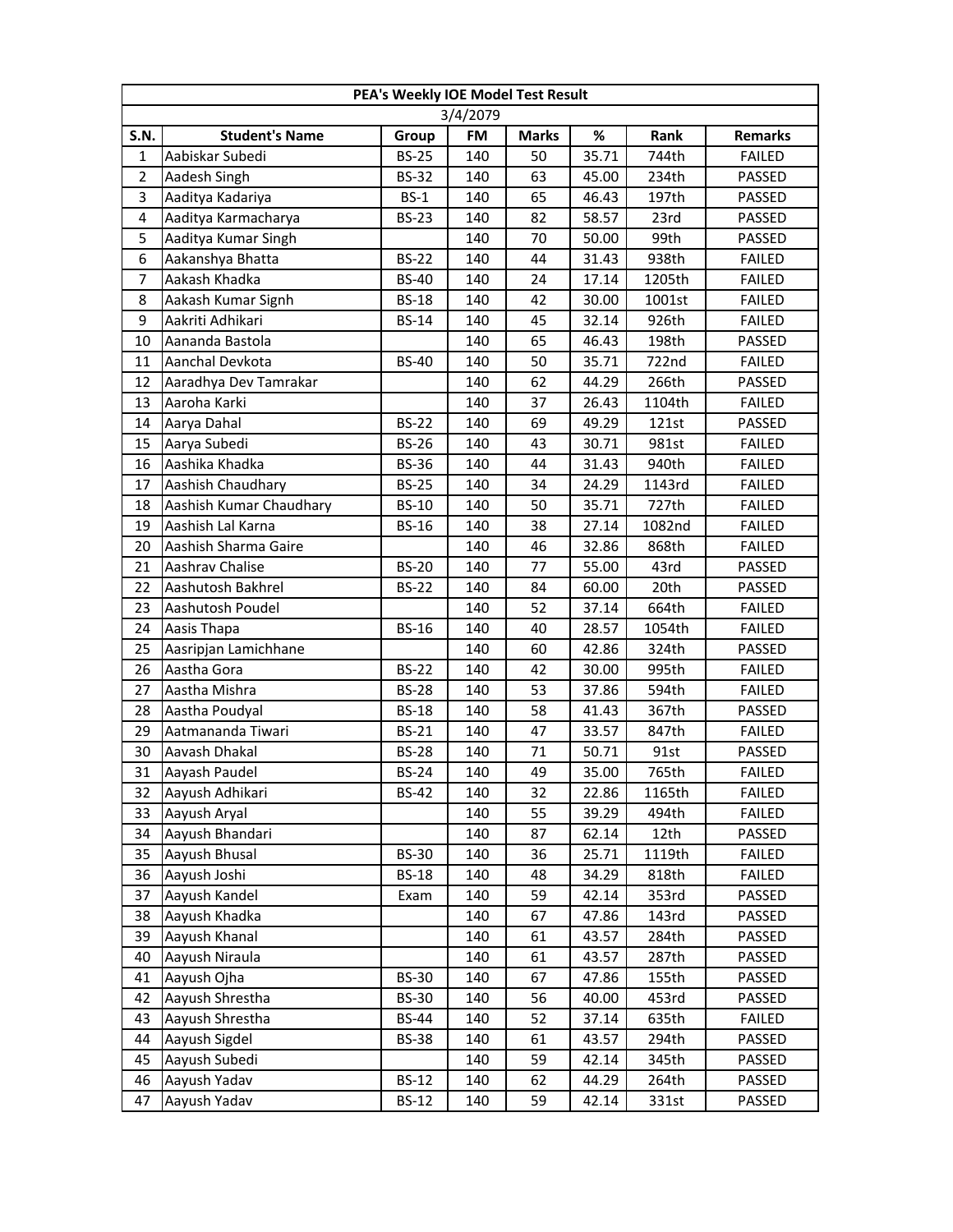| PEA's Weekly IOE Model Test Result | | | | | | | |
|---|---|---|---|---|---|---|---|
| 3/4/2079 | | | | | | | |
| S.N. | Student's Name | Group | FM | Marks | % | Rank | Remarks |
| 1 | Aabiskar Subedi | BS-25 | 140 | 50 | 35.71 | 744th | FAILED |
| 2 | Aadesh Singh | BS-32 | 140 | 63 | 45.00 | 234th | PASSED |
| 3 | Aaditya Kadariya | BS-1 | 140 | 65 | 46.43 | 197th | PASSED |
| 4 | Aaditya Karmacharya | BS-23 | 140 | 82 | 58.57 | 23rd | PASSED |
| 5 | Aaditya Kumar Singh | | 140 | 70 | 50.00 | 99th | PASSED |
| 6 | Aakanshya Bhatta | BS-22 | 140 | 44 | 31.43 | 938th | FAILED |
| 7 | Aakash Khadka | BS-40 | 140 | 24 | 17.14 | 1205th | FAILED |
| 8 | Aakash Kumar Signh | BS-18 | 140 | 42 | 30.00 | 1001st | FAILED |
| 9 | Aakriti Adhikari | BS-14 | 140 | 45 | 32.14 | 926th | FAILED |
| 10 | Aananda Bastola | | 140 | 65 | 46.43 | 198th | PASSED |
| 11 | Aanchal Devkota | BS-40 | 140 | 50 | 35.71 | 722nd | FAILED |
| 12 | Aaradhya Dev Tamrakar | | 140 | 62 | 44.29 | 266th | PASSED |
| 13 | Aaroha Karki | | 140 | 37 | 26.43 | 1104th | FAILED |
| 14 | Aarya Dahal | BS-22 | 140 | 69 | 49.29 | 121st | PASSED |
| 15 | Aarya Subedi | BS-26 | 140 | 43 | 30.71 | 981st | FAILED |
| 16 | Aashika Khadka | BS-36 | 140 | 44 | 31.43 | 940th | FAILED |
| 17 | Aashish Chaudhary | BS-25 | 140 | 34 | 24.29 | 1143rd | FAILED |
| 18 | Aashish Kumar Chaudhary | BS-10 | 140 | 50 | 35.71 | 727th | FAILED |
| 19 | Aashish Lal Karna | BS-16 | 140 | 38 | 27.14 | 1082nd | FAILED |
| 20 | Aashish Sharma Gaire | | 140 | 46 | 32.86 | 868th | FAILED |
| 21 | Aashrav Chalise | BS-20 | 140 | 77 | 55.00 | 43rd | PASSED |
| 22 | Aashutosh Bakhrel | BS-22 | 140 | 84 | 60.00 | 20th | PASSED |
| 23 | Aashutosh Poudel | | 140 | 52 | 37.14 | 664th | FAILED |
| 24 | Aasis Thapa | BS-16 | 140 | 40 | 28.57 | 1054th | FAILED |
| 25 | Aasripjan Lamichhane | | 140 | 60 | 42.86 | 324th | PASSED |
| 26 | Aastha Gora | BS-22 | 140 | 42 | 30.00 | 995th | FAILED |
| 27 | Aastha Mishra | BS-28 | 140 | 53 | 37.86 | 594th | FAILED |
| 28 | Aastha Poudyal | BS-18 | 140 | 58 | 41.43 | 367th | PASSED |
| 29 | Aatmananda Tiwari | BS-21 | 140 | 47 | 33.57 | 847th | FAILED |
| 30 | Aavash Dhakal | BS-28 | 140 | 71 | 50.71 | 91st | PASSED |
| 31 | Aayash Paudel | BS-24 | 140 | 49 | 35.00 | 765th | FAILED |
| 32 | Aayush Adhikari | BS-42 | 140 | 32 | 22.86 | 1165th | FAILED |
| 33 | Aayush Aryal | | 140 | 55 | 39.29 | 494th | FAILED |
| 34 | Aayush Bhandari | | 140 | 87 | 62.14 | 12th | PASSED |
| 35 | Aayush Bhusal | BS-30 | 140 | 36 | 25.71 | 1119th | FAILED |
| 36 | Aayush Joshi | BS-18 | 140 | 48 | 34.29 | 818th | FAILED |
| 37 | Aayush Kandel | Exam | 140 | 59 | 42.14 | 353rd | PASSED |
| 38 | Aayush Khadka | | 140 | 67 | 47.86 | 143rd | PASSED |
| 39 | Aayush Khanal | | 140 | 61 | 43.57 | 284th | PASSED |
| 40 | Aayush Niraula | | 140 | 61 | 43.57 | 287th | PASSED |
| 41 | Aayush Ojha | BS-30 | 140 | 67 | 47.86 | 155th | PASSED |
| 42 | Aayush Shrestha | BS-30 | 140 | 56 | 40.00 | 453rd | PASSED |
| 43 | Aayush Shrestha | BS-44 | 140 | 52 | 37.14 | 635th | FAILED |
| 44 | Aayush Sigdel | BS-38 | 140 | 61 | 43.57 | 294th | PASSED |
| 45 | Aayush Subedi | | 140 | 59 | 42.14 | 345th | PASSED |
| 46 | Aayush Yadav | BS-12 | 140 | 62 | 44.29 | 264th | PASSED |
| 47 | Aayush Yadav | BS-12 | 140 | 59 | 42.14 | 331st | PASSED |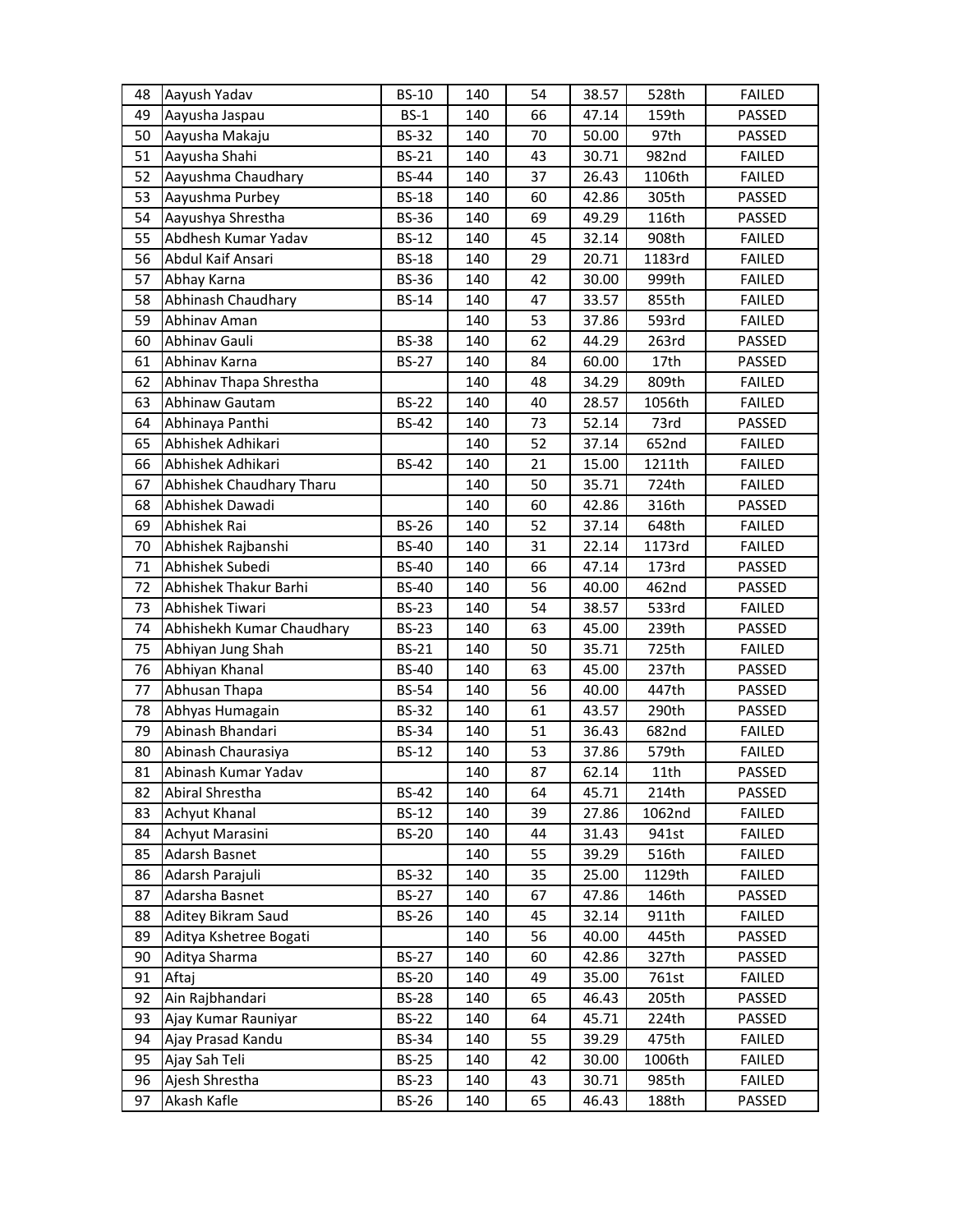| 48 | Aayush Yadav | BS-10 | 140 | 54 | 38.57 | 528th | FAILED |
|---|---|---|---|---|---|---|---|
| 49 | Aayusha Jaspau | BS-1 | 140 | 66 | 47.14 | 159th | PASSED |
| 50 | Aayusha Makaju | BS-32 | 140 | 70 | 50.00 | 97th | PASSED |
| 51 | Aayusha Shahi | BS-21 | 140 | 43 | 30.71 | 982nd | FAILED |
| 52 | Aayushma Chaudhary | BS-44 | 140 | 37 | 26.43 | 1106th | FAILED |
| 53 | Aayushma Purbey | BS-18 | 140 | 60 | 42.86 | 305th | PASSED |
| 54 | Aayushya Shrestha | BS-36 | 140 | 69 | 49.29 | 116th | PASSED |
| 55 | Abdhesh Kumar Yadav | BS-12 | 140 | 45 | 32.14 | 908th | FAILED |
| 56 | Abdul Kaif Ansari | BS-18 | 140 | 29 | 20.71 | 1183rd | FAILED |
| 57 | Abhay Karna | BS-36 | 140 | 42 | 30.00 | 999th | FAILED |
| 58 | Abhinash Chaudhary | BS-14 | 140 | 47 | 33.57 | 855th | FAILED |
| 59 | Abhinav Aman | | 140 | 53 | 37.86 | 593rd | FAILED |
| 60 | Abhinav Gauli | BS-38 | 140 | 62 | 44.29 | 263rd | PASSED |
| 61 | Abhinav Karna | BS-27 | 140 | 84 | 60.00 | 17th | PASSED |
| 62 | Abhinav Thapa Shrestha | | 140 | 48 | 34.29 | 809th | FAILED |
| 63 | Abhinaw Gautam | BS-22 | 140 | 40 | 28.57 | 1056th | FAILED |
| 64 | Abhinaya Panthi | BS-42 | 140 | 73 | 52.14 | 73rd | PASSED |
| 65 | Abhishek Adhikari | | 140 | 52 | 37.14 | 652nd | FAILED |
| 66 | Abhishek Adhikari | BS-42 | 140 | 21 | 15.00 | 1211th | FAILED |
| 67 | Abhishek Chaudhary Tharu | | 140 | 50 | 35.71 | 724th | FAILED |
| 68 | Abhishek Dawadi | | 140 | 60 | 42.86 | 316th | PASSED |
| 69 | Abhishek Rai | BS-26 | 140 | 52 | 37.14 | 648th | FAILED |
| 70 | Abhishek Rajbanshi | BS-40 | 140 | 31 | 22.14 | 1173rd | FAILED |
| 71 | Abhishek Subedi | BS-40 | 140 | 66 | 47.14 | 173rd | PASSED |
| 72 | Abhishek Thakur Barhi | BS-40 | 140 | 56 | 40.00 | 462nd | PASSED |
| 73 | Abhishek Tiwari | BS-23 | 140 | 54 | 38.57 | 533rd | FAILED |
| 74 | Abhishekh Kumar Chaudhary | BS-23 | 140 | 63 | 45.00 | 239th | PASSED |
| 75 | Abhiyan Jung Shah | BS-21 | 140 | 50 | 35.71 | 725th | FAILED |
| 76 | Abhiyan Khanal | BS-40 | 140 | 63 | 45.00 | 237th | PASSED |
| 77 | Abhusan Thapa | BS-54 | 140 | 56 | 40.00 | 447th | PASSED |
| 78 | Abhyas Humagain | BS-32 | 140 | 61 | 43.57 | 290th | PASSED |
| 79 | Abinash Bhandari | BS-34 | 140 | 51 | 36.43 | 682nd | FAILED |
| 80 | Abinash Chaurasiya | BS-12 | 140 | 53 | 37.86 | 579th | FAILED |
| 81 | Abinash Kumar Yadav | | 140 | 87 | 62.14 | 11th | PASSED |
| 82 | Abiral Shrestha | BS-42 | 140 | 64 | 45.71 | 214th | PASSED |
| 83 | Achyut Khanal | BS-12 | 140 | 39 | 27.86 | 1062nd | FAILED |
| 84 | Achyut Marasini | BS-20 | 140 | 44 | 31.43 | 941st | FAILED |
| 85 | Adarsh Basnet | | 140 | 55 | 39.29 | 516th | FAILED |
| 86 | Adarsh Parajuli | BS-32 | 140 | 35 | 25.00 | 1129th | FAILED |
| 87 | Adarsha Basnet | BS-27 | 140 | 67 | 47.86 | 146th | PASSED |
| 88 | Aditey Bikram Saud | BS-26 | 140 | 45 | 32.14 | 911th | FAILED |
| 89 | Aditya Kshetree Bogati | | 140 | 56 | 40.00 | 445th | PASSED |
| 90 | Aditya Sharma | BS-27 | 140 | 60 | 42.86 | 327th | PASSED |
| 91 | Aftaj | BS-20 | 140 | 49 | 35.00 | 761st | FAILED |
| 92 | Ain Rajbhandari | BS-28 | 140 | 65 | 46.43 | 205th | PASSED |
| 93 | Ajay Kumar Rauniyar | BS-22 | 140 | 64 | 45.71 | 224th | PASSED |
| 94 | Ajay Prasad Kandu | BS-34 | 140 | 55 | 39.29 | 475th | FAILED |
| 95 | Ajay Sah Teli | BS-25 | 140 | 42 | 30.00 | 1006th | FAILED |
| 96 | Ajesh Shrestha | BS-23 | 140 | 43 | 30.71 | 985th | FAILED |
| 97 | Akash Kafle | BS-26 | 140 | 65 | 46.43 | 188th | PASSED |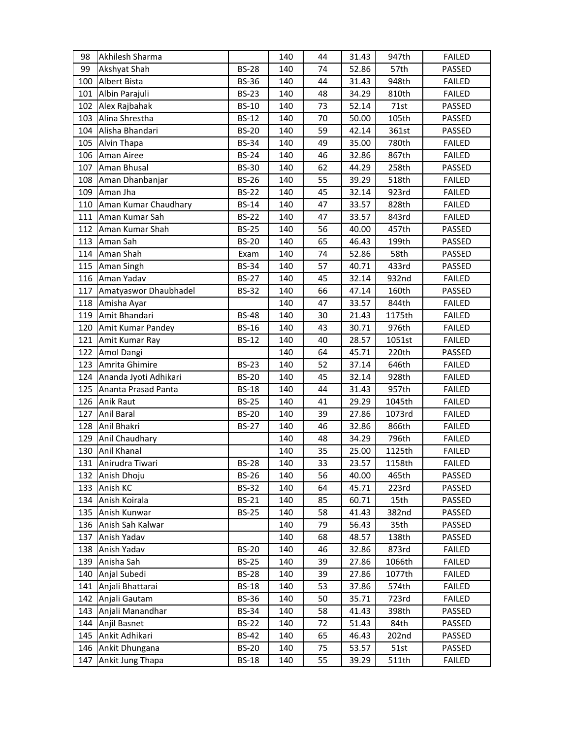| | | | | | | | |
|---|---|---|---|---|---|---|---|
| 98 | Akhilesh Sharma | | 140 | 44 | 31.43 | 947th | FAILED |
| 99 | Akshyat Shah | BS-28 | 140 | 74 | 52.86 | 57th | PASSED |
| 100 | Albert Bista | BS-36 | 140 | 44 | 31.43 | 948th | FAILED |
| 101 | Albin Parajuli | BS-23 | 140 | 48 | 34.29 | 810th | FAILED |
| 102 | Alex Rajbahak | BS-10 | 140 | 73 | 52.14 | 71st | PASSED |
| 103 | Alina Shrestha | BS-12 | 140 | 70 | 50.00 | 105th | PASSED |
| 104 | Alisha Bhandari | BS-20 | 140 | 59 | 42.14 | 361st | PASSED |
| 105 | Alvin Thapa | BS-34 | 140 | 49 | 35.00 | 780th | FAILED |
| 106 | Aman Airee | BS-24 | 140 | 46 | 32.86 | 867th | FAILED |
| 107 | Aman Bhusal | BS-30 | 140 | 62 | 44.29 | 258th | PASSED |
| 108 | Aman Dhanbanjar | BS-26 | 140 | 55 | 39.29 | 518th | FAILED |
| 109 | Aman Jha | BS-22 | 140 | 45 | 32.14 | 923rd | FAILED |
| 110 | Aman Kumar Chaudhary | BS-14 | 140 | 47 | 33.57 | 828th | FAILED |
| 111 | Aman Kumar Sah | BS-22 | 140 | 47 | 33.57 | 843rd | FAILED |
| 112 | Aman Kumar Shah | BS-25 | 140 | 56 | 40.00 | 457th | PASSED |
| 113 | Aman Sah | BS-20 | 140 | 65 | 46.43 | 199th | PASSED |
| 114 | Aman Shah | Exam | 140 | 74 | 52.86 | 58th | PASSED |
| 115 | Aman Singh | BS-34 | 140 | 57 | 40.71 | 433rd | PASSED |
| 116 | Aman Yadav | BS-27 | 140 | 45 | 32.14 | 932nd | FAILED |
| 117 | Amatyaswor Dhaubhadel | BS-32 | 140 | 66 | 47.14 | 160th | PASSED |
| 118 | Amisha Ayar | | 140 | 47 | 33.57 | 844th | FAILED |
| 119 | Amit Bhandari | BS-48 | 140 | 30 | 21.43 | 1175th | FAILED |
| 120 | Amit Kumar Pandey | BS-16 | 140 | 43 | 30.71 | 976th | FAILED |
| 121 | Amit Kumar Ray | BS-12 | 140 | 40 | 28.57 | 1051st | FAILED |
| 122 | Amol Dangi | | 140 | 64 | 45.71 | 220th | PASSED |
| 123 | Amrita Ghimire | BS-23 | 140 | 52 | 37.14 | 646th | FAILED |
| 124 | Ananda Jyoti Adhikari | BS-20 | 140 | 45 | 32.14 | 928th | FAILED |
| 125 | Ananta Prasad Panta | BS-18 | 140 | 44 | 31.43 | 957th | FAILED |
| 126 | Anik Raut | BS-25 | 140 | 41 | 29.29 | 1045th | FAILED |
| 127 | Anil Baral | BS-20 | 140 | 39 | 27.86 | 1073rd | FAILED |
| 128 | Anil Bhakri | BS-27 | 140 | 46 | 32.86 | 866th | FAILED |
| 129 | Anil Chaudhary | | 140 | 48 | 34.29 | 796th | FAILED |
| 130 | Anil Khanal | | 140 | 35 | 25.00 | 1125th | FAILED |
| 131 | Anirudra Tiwari | BS-28 | 140 | 33 | 23.57 | 1158th | FAILED |
| 132 | Anish Dhoju | BS-26 | 140 | 56 | 40.00 | 465th | PASSED |
| 133 | Anish KC | BS-32 | 140 | 64 | 45.71 | 223rd | PASSED |
| 134 | Anish Koirala | BS-21 | 140 | 85 | 60.71 | 15th | PASSED |
| 135 | Anish Kunwar | BS-25 | 140 | 58 | 41.43 | 382nd | PASSED |
| 136 | Anish Sah Kalwar | | 140 | 79 | 56.43 | 35th | PASSED |
| 137 | Anish Yadav | | 140 | 68 | 48.57 | 138th | PASSED |
| 138 | Anish Yadav | BS-20 | 140 | 46 | 32.86 | 873rd | FAILED |
| 139 | Anisha Sah | BS-25 | 140 | 39 | 27.86 | 1066th | FAILED |
| 140 | Anjal Subedi | BS-28 | 140 | 39 | 27.86 | 1077th | FAILED |
| 141 | Anjali Bhattarai | BS-18 | 140 | 53 | 37.86 | 574th | FAILED |
| 142 | Anjali Gautam | BS-36 | 140 | 50 | 35.71 | 723rd | FAILED |
| 143 | Anjali Manandhar | BS-34 | 140 | 58 | 41.43 | 398th | PASSED |
| 144 | Anjil Basnet | BS-22 | 140 | 72 | 51.43 | 84th | PASSED |
| 145 | Ankit Adhikari | BS-42 | 140 | 65 | 46.43 | 202nd | PASSED |
| 146 | Ankit Dhungana | BS-20 | 140 | 75 | 53.57 | 51st | PASSED |
| 147 | Ankit Jung Thapa | BS-18 | 140 | 55 | 39.29 | 511th | FAILED |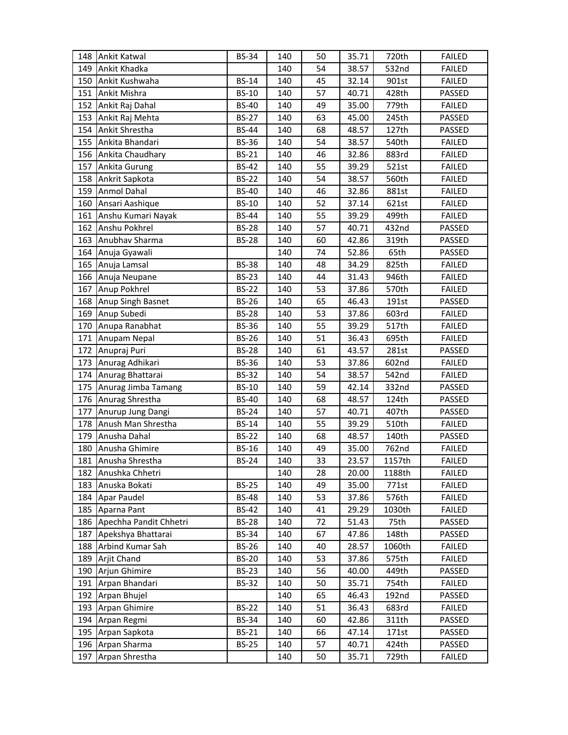| 148 | Ankit Katwal | BS-34 | 140 | 50 | 35.71 | 720th | FAILED |
|---|---|---|---|---|---|---|---|
| 149 | Ankit Khadka | | 140 | 54 | 38.57 | 532nd | FAILED |
| 150 | Ankit Kushwaha | BS-14 | 140 | 45 | 32.14 | 901st | FAILED |
| 151 | Ankit Mishra | BS-10 | 140 | 57 | 40.71 | 428th | PASSED |
| 152 | Ankit Raj Dahal | BS-40 | 140 | 49 | 35.00 | 779th | FAILED |
| 153 | Ankit Raj Mehta | BS-27 | 140 | 63 | 45.00 | 245th | PASSED |
| 154 | Ankit Shrestha | BS-44 | 140 | 68 | 48.57 | 127th | PASSED |
| 155 | Ankita Bhandari | BS-36 | 140 | 54 | 38.57 | 540th | FAILED |
| 156 | Ankita Chaudhary | BS-21 | 140 | 46 | 32.86 | 883rd | FAILED |
| 157 | Ankita Gurung | BS-42 | 140 | 55 | 39.29 | 521st | FAILED |
| 158 | Ankrit Sapkota | BS-22 | 140 | 54 | 38.57 | 560th | FAILED |
| 159 | Anmol Dahal | BS-40 | 140 | 46 | 32.86 | 881st | FAILED |
| 160 | Ansari Aashique | BS-10 | 140 | 52 | 37.14 | 621st | FAILED |
| 161 | Anshu Kumari Nayak | BS-44 | 140 | 55 | 39.29 | 499th | FAILED |
| 162 | Anshu Pokhrel | BS-28 | 140 | 57 | 40.71 | 432nd | PASSED |
| 163 | Anubhav Sharma | BS-28 | 140 | 60 | 42.86 | 319th | PASSED |
| 164 | Anuja Gyawali | | 140 | 74 | 52.86 | 65th | PASSED |
| 165 | Anuja Lamsal | BS-38 | 140 | 48 | 34.29 | 825th | FAILED |
| 166 | Anuja Neupane | BS-23 | 140 | 44 | 31.43 | 946th | FAILED |
| 167 | Anup Pokhrel | BS-22 | 140 | 53 | 37.86 | 570th | FAILED |
| 168 | Anup Singh Basnet | BS-26 | 140 | 65 | 46.43 | 191st | PASSED |
| 169 | Anup Subedi | BS-28 | 140 | 53 | 37.86 | 603rd | FAILED |
| 170 | Anupa Ranabhat | BS-36 | 140 | 55 | 39.29 | 517th | FAILED |
| 171 | Anupam Nepal | BS-26 | 140 | 51 | 36.43 | 695th | FAILED |
| 172 | Anupraj Puri | BS-28 | 140 | 61 | 43.57 | 281st | PASSED |
| 173 | Anurag Adhikari | BS-36 | 140 | 53 | 37.86 | 602nd | FAILED |
| 174 | Anurag Bhattarai | BS-32 | 140 | 54 | 38.57 | 542nd | FAILED |
| 175 | Anurag Jimba Tamang | BS-10 | 140 | 59 | 42.14 | 332nd | PASSED |
| 176 | Anurag Shrestha | BS-40 | 140 | 68 | 48.57 | 124th | PASSED |
| 177 | Anurup Jung Dangi | BS-24 | 140 | 57 | 40.71 | 407th | PASSED |
| 178 | Anush Man Shrestha | BS-14 | 140 | 55 | 39.29 | 510th | FAILED |
| 179 | Anusha Dahal | BS-22 | 140 | 68 | 48.57 | 140th | PASSED |
| 180 | Anusha Ghimire | BS-16 | 140 | 49 | 35.00 | 762nd | FAILED |
| 181 | Anusha Shrestha | BS-24 | 140 | 33 | 23.57 | 1157th | FAILED |
| 182 | Anushka Chhetri | | 140 | 28 | 20.00 | 1188th | FAILED |
| 183 | Anuska Bokati | BS-25 | 140 | 49 | 35.00 | 771st | FAILED |
| 184 | Apar Paudel | BS-48 | 140 | 53 | 37.86 | 576th | FAILED |
| 185 | Aparna Pant | BS-42 | 140 | 41 | 29.29 | 1030th | FAILED |
| 186 | Apechha Pandit Chhetri | BS-28 | 140 | 72 | 51.43 | 75th | PASSED |
| 187 | Apekshya Bhattarai | BS-34 | 140 | 67 | 47.86 | 148th | PASSED |
| 188 | Arbind Kumar Sah | BS-26 | 140 | 40 | 28.57 | 1060th | FAILED |
| 189 | Arjit Chand | BS-20 | 140 | 53 | 37.86 | 575th | FAILED |
| 190 | Arjun Ghimire | BS-23 | 140 | 56 | 40.00 | 449th | PASSED |
| 191 | Arpan Bhandari | BS-32 | 140 | 50 | 35.71 | 754th | FAILED |
| 192 | Arpan Bhujel | | 140 | 65 | 46.43 | 192nd | PASSED |
| 193 | Arpan Ghimire | BS-22 | 140 | 51 | 36.43 | 683rd | FAILED |
| 194 | Arpan Regmi | BS-34 | 140 | 60 | 42.86 | 311th | PASSED |
| 195 | Arpan Sapkota | BS-21 | 140 | 66 | 47.14 | 171st | PASSED |
| 196 | Arpan Sharma | BS-25 | 140 | 57 | 40.71 | 424th | PASSED |
| 197 | Arpan Shrestha | | 140 | 50 | 35.71 | 729th | FAILED |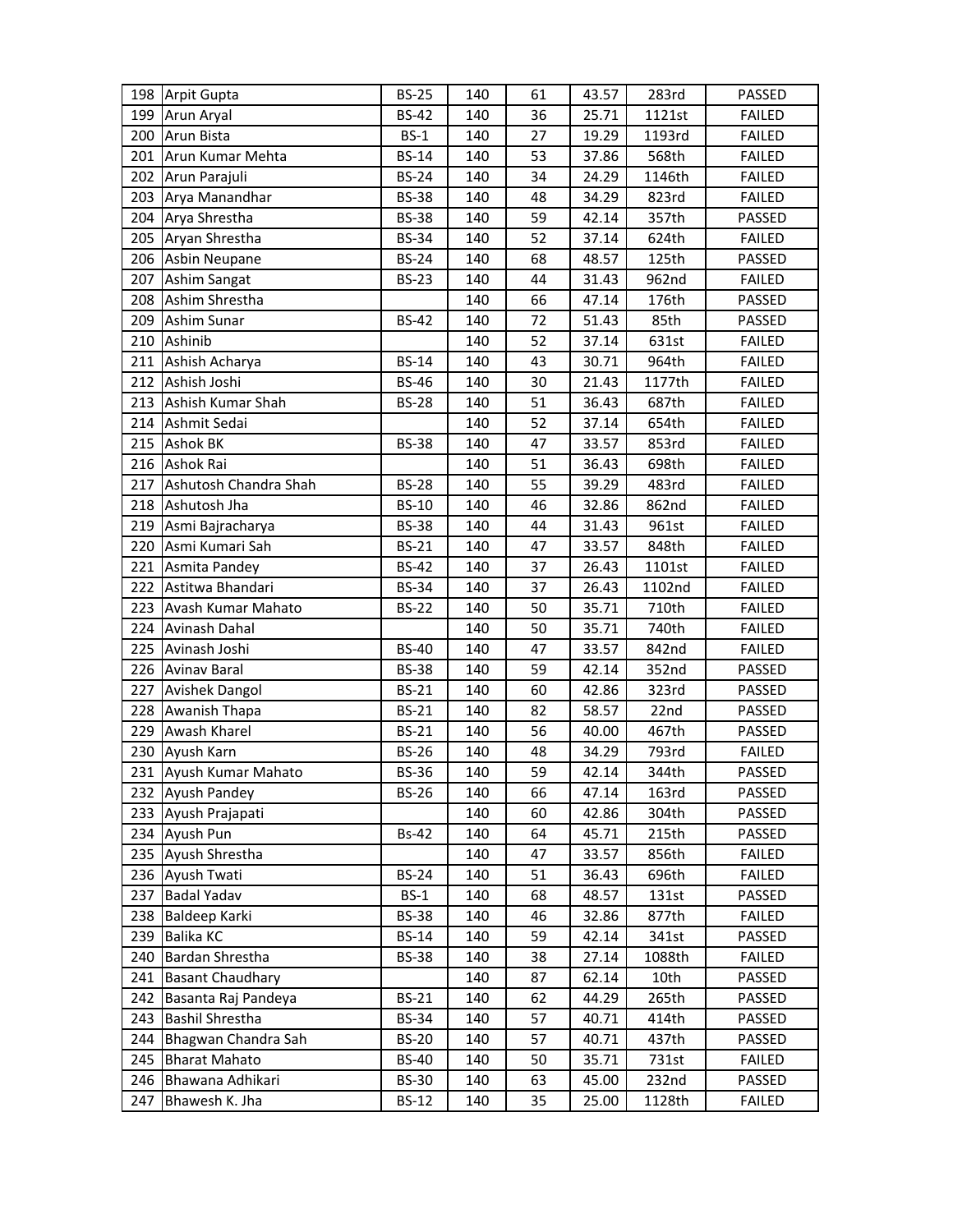| 198 | Arpit Gupta | BS-25 | 140 | 61 | 43.57 | 283rd | PASSED |
|---|---|---|---|---|---|---|---|
| 199 | Arun Aryal | BS-42 | 140 | 36 | 25.71 | 1121st | FAILED |
| 200 | Arun Bista | BS-1 | 140 | 27 | 19.29 | 1193rd | FAILED |
| 201 | Arun Kumar Mehta | BS-14 | 140 | 53 | 37.86 | 568th | FAILED |
| 202 | Arun Parajuli | BS-24 | 140 | 34 | 24.29 | 1146th | FAILED |
| 203 | Arya Manandhar | BS-38 | 140 | 48 | 34.29 | 823rd | FAILED |
| 204 | Arya Shrestha | BS-38 | 140 | 59 | 42.14 | 357th | PASSED |
| 205 | Aryan Shrestha | BS-34 | 140 | 52 | 37.14 | 624th | FAILED |
| 206 | Asbin Neupane | BS-24 | 140 | 68 | 48.57 | 125th | PASSED |
| 207 | Ashim Sangat | BS-23 | 140 | 44 | 31.43 | 962nd | FAILED |
| 208 | Ashim Shrestha | | 140 | 66 | 47.14 | 176th | PASSED |
| 209 | Ashim Sunar | BS-42 | 140 | 72 | 51.43 | 85th | PASSED |
| 210 | Ashinib | | 140 | 52 | 37.14 | 631st | FAILED |
| 211 | Ashish Acharya | BS-14 | 140 | 43 | 30.71 | 964th | FAILED |
| 212 | Ashish Joshi | BS-46 | 140 | 30 | 21.43 | 1177th | FAILED |
| 213 | Ashish Kumar Shah | BS-28 | 140 | 51 | 36.43 | 687th | FAILED |
| 214 | Ashmit Sedai | | 140 | 52 | 37.14 | 654th | FAILED |
| 215 | Ashok BK | BS-38 | 140 | 47 | 33.57 | 853rd | FAILED |
| 216 | Ashok Rai | | 140 | 51 | 36.43 | 698th | FAILED |
| 217 | Ashutosh Chandra Shah | BS-28 | 140 | 55 | 39.29 | 483rd | FAILED |
| 218 | Ashutosh Jha | BS-10 | 140 | 46 | 32.86 | 862nd | FAILED |
| 219 | Asmi Bajracharya | BS-38 | 140 | 44 | 31.43 | 961st | FAILED |
| 220 | Asmi Kumari Sah | BS-21 | 140 | 47 | 33.57 | 848th | FAILED |
| 221 | Asmita Pandey | BS-42 | 140 | 37 | 26.43 | 1101st | FAILED |
| 222 | Astitwa Bhandari | BS-34 | 140 | 37 | 26.43 | 1102nd | FAILED |
| 223 | Avash Kumar Mahato | BS-22 | 140 | 50 | 35.71 | 710th | FAILED |
| 224 | Avinash Dahal | | 140 | 50 | 35.71 | 740th | FAILED |
| 225 | Avinash Joshi | BS-40 | 140 | 47 | 33.57 | 842nd | FAILED |
| 226 | Avinav Baral | BS-38 | 140 | 59 | 42.14 | 352nd | PASSED |
| 227 | Avishek Dangol | BS-21 | 140 | 60 | 42.86 | 323rd | PASSED |
| 228 | Awanish Thapa | BS-21 | 140 | 82 | 58.57 | 22nd | PASSED |
| 229 | Awash Kharel | BS-21 | 140 | 56 | 40.00 | 467th | PASSED |
| 230 | Ayush Karn | BS-26 | 140 | 48 | 34.29 | 793rd | FAILED |
| 231 | Ayush Kumar Mahato | BS-36 | 140 | 59 | 42.14 | 344th | PASSED |
| 232 | Ayush Pandey | BS-26 | 140 | 66 | 47.14 | 163rd | PASSED |
| 233 | Ayush Prajapati | | 140 | 60 | 42.86 | 304th | PASSED |
| 234 | Ayush Pun | Bs-42 | 140 | 64 | 45.71 | 215th | PASSED |
| 235 | Ayush Shrestha | | 140 | 47 | 33.57 | 856th | FAILED |
| 236 | Ayush Twati | BS-24 | 140 | 51 | 36.43 | 696th | FAILED |
| 237 | Badal Yadav | BS-1 | 140 | 68 | 48.57 | 131st | PASSED |
| 238 | Baldeep Karki | BS-38 | 140 | 46 | 32.86 | 877th | FAILED |
| 239 | Balika KC | BS-14 | 140 | 59 | 42.14 | 341st | PASSED |
| 240 | Bardan Shrestha | BS-38 | 140 | 38 | 27.14 | 1088th | FAILED |
| 241 | Basant Chaudhary | | 140 | 87 | 62.14 | 10th | PASSED |
| 242 | Basanta Raj Pandeya | BS-21 | 140 | 62 | 44.29 | 265th | PASSED |
| 243 | Bashil Shrestha | BS-34 | 140 | 57 | 40.71 | 414th | PASSED |
| 244 | Bhagwan Chandra Sah | BS-20 | 140 | 57 | 40.71 | 437th | PASSED |
| 245 | Bharat Mahato | BS-40 | 140 | 50 | 35.71 | 731st | FAILED |
| 246 | Bhawana Adhikari | BS-30 | 140 | 63 | 45.00 | 232nd | PASSED |
| 247 | Bhawesh K. Jha | BS-12 | 140 | 35 | 25.00 | 1128th | FAILED |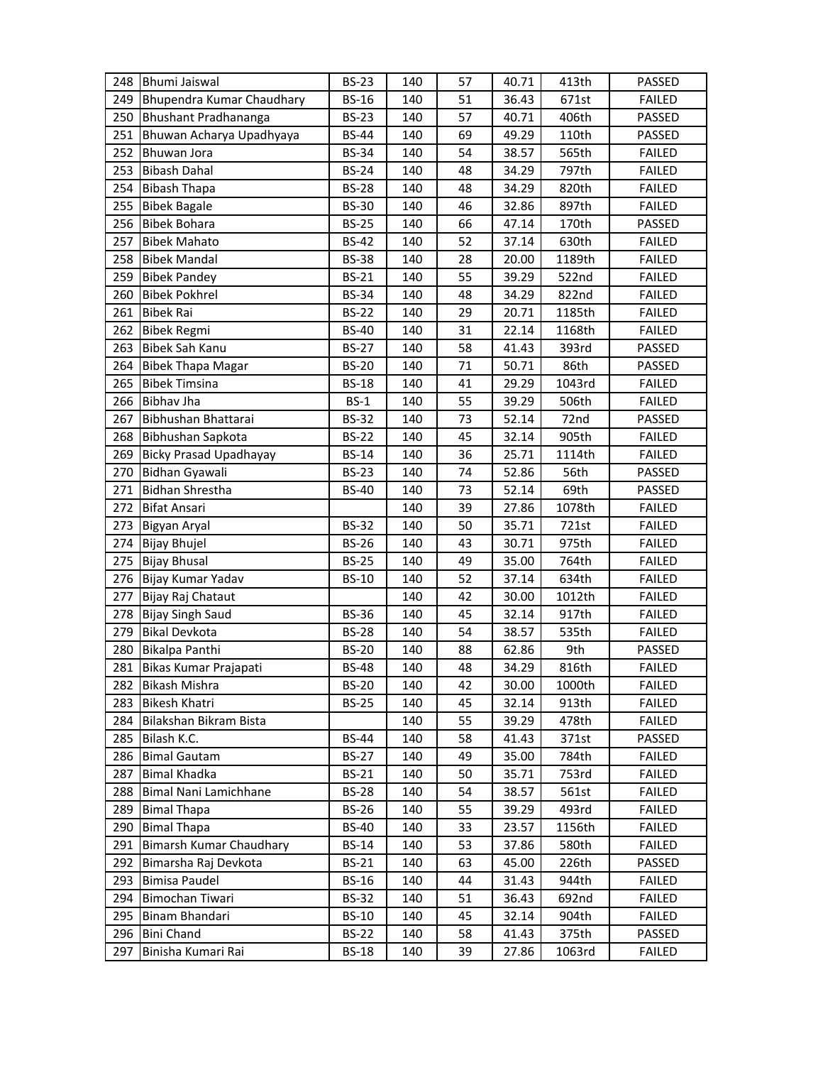| 248 | Bhumi Jaiswal | BS-23 | 140 | 57 | 40.71 | 413th | PASSED |
|---|---|---|---|---|---|---|---|
| 249 | Bhupendra Kumar Chaudhary | BS-16 | 140 | 51 | 36.43 | 671st | FAILED |
| 250 | Bhushant Pradhananga | BS-23 | 140 | 57 | 40.71 | 406th | PASSED |
| 251 | Bhuwan Acharya Upadhyaya | BS-44 | 140 | 69 | 49.29 | 110th | PASSED |
| 252 | Bhuwan Jora | BS-34 | 140 | 54 | 38.57 | 565th | FAILED |
| 253 | Bibash Dahal | BS-24 | 140 | 48 | 34.29 | 797th | FAILED |
| 254 | Bibash Thapa | BS-28 | 140 | 48 | 34.29 | 820th | FAILED |
| 255 | Bibek Bagale | BS-30 | 140 | 46 | 32.86 | 897th | FAILED |
| 256 | Bibek Bohara | BS-25 | 140 | 66 | 47.14 | 170th | PASSED |
| 257 | Bibek Mahato | BS-42 | 140 | 52 | 37.14 | 630th | FAILED |
| 258 | Bibek Mandal | BS-38 | 140 | 28 | 20.00 | 1189th | FAILED |
| 259 | Bibek Pandey | BS-21 | 140 | 55 | 39.29 | 522nd | FAILED |
| 260 | Bibek Pokhrel | BS-34 | 140 | 48 | 34.29 | 822nd | FAILED |
| 261 | Bibek Rai | BS-22 | 140 | 29 | 20.71 | 1185th | FAILED |
| 262 | Bibek Regmi | BS-40 | 140 | 31 | 22.14 | 1168th | FAILED |
| 263 | Bibek Sah Kanu | BS-27 | 140 | 58 | 41.43 | 393rd | PASSED |
| 264 | Bibek Thapa Magar | BS-20 | 140 | 71 | 50.71 | 86th | PASSED |
| 265 | Bibek Timsina | BS-18 | 140 | 41 | 29.29 | 1043rd | FAILED |
| 266 | Bibhav Jha | BS-1 | 140 | 55 | 39.29 | 506th | FAILED |
| 267 | Bibhushan Bhattarai | BS-32 | 140 | 73 | 52.14 | 72nd | PASSED |
| 268 | Bibhushan Sapkota | BS-22 | 140 | 45 | 32.14 | 905th | FAILED |
| 269 | Bicky Prasad Upadhayay | BS-14 | 140 | 36 | 25.71 | 1114th | FAILED |
| 270 | Bidhan Gyawali | BS-23 | 140 | 74 | 52.86 | 56th | PASSED |
| 271 | Bidhan Shrestha | BS-40 | 140 | 73 | 52.14 | 69th | PASSED |
| 272 | Bifat Ansari |  | 140 | 39 | 27.86 | 1078th | FAILED |
| 273 | Bigyan Aryal | BS-32 | 140 | 50 | 35.71 | 721st | FAILED |
| 274 | Bijay Bhujel | BS-26 | 140 | 43 | 30.71 | 975th | FAILED |
| 275 | Bijay Bhusal | BS-25 | 140 | 49 | 35.00 | 764th | FAILED |
| 276 | Bijay Kumar Yadav | BS-10 | 140 | 52 | 37.14 | 634th | FAILED |
| 277 | Bijay Raj Chataut |  | 140 | 42 | 30.00 | 1012th | FAILED |
| 278 | Bijay Singh Saud | BS-36 | 140 | 45 | 32.14 | 917th | FAILED |
| 279 | Bikal Devkota | BS-28 | 140 | 54 | 38.57 | 535th | FAILED |
| 280 | Bikalpa Panthi | BS-20 | 140 | 88 | 62.86 | 9th | PASSED |
| 281 | Bikas Kumar Prajapati | BS-48 | 140 | 48 | 34.29 | 816th | FAILED |
| 282 | Bikash Mishra | BS-20 | 140 | 42 | 30.00 | 1000th | FAILED |
| 283 | Bikesh Khatri | BS-25 | 140 | 45 | 32.14 | 913th | FAILED |
| 284 | Bilakshan Bikram Bista |  | 140 | 55 | 39.29 | 478th | FAILED |
| 285 | Bilash K.C. | BS-44 | 140 | 58 | 41.43 | 371st | PASSED |
| 286 | Bimal Gautam | BS-27 | 140 | 49 | 35.00 | 784th | FAILED |
| 287 | Bimal Khadka | BS-21 | 140 | 50 | 35.71 | 753rd | FAILED |
| 288 | Bimal Nani Lamichhane | BS-28 | 140 | 54 | 38.57 | 561st | FAILED |
| 289 | Bimal Thapa | BS-26 | 140 | 55 | 39.29 | 493rd | FAILED |
| 290 | Bimal Thapa | BS-40 | 140 | 33 | 23.57 | 1156th | FAILED |
| 291 | Bimarsh Kumar Chaudhary | BS-14 | 140 | 53 | 37.86 | 580th | FAILED |
| 292 | Bimarsha Raj Devkota | BS-21 | 140 | 63 | 45.00 | 226th | PASSED |
| 293 | Bimisa Paudel | BS-16 | 140 | 44 | 31.43 | 944th | FAILED |
| 294 | Bimochan Tiwari | BS-32 | 140 | 51 | 36.43 | 692nd | FAILED |
| 295 | Binam Bhandari | BS-10 | 140 | 45 | 32.14 | 904th | FAILED |
| 296 | Bini Chand | BS-22 | 140 | 58 | 41.43 | 375th | PASSED |
| 297 | Binisha Kumari Rai | BS-18 | 140 | 39 | 27.86 | 1063rd | FAILED |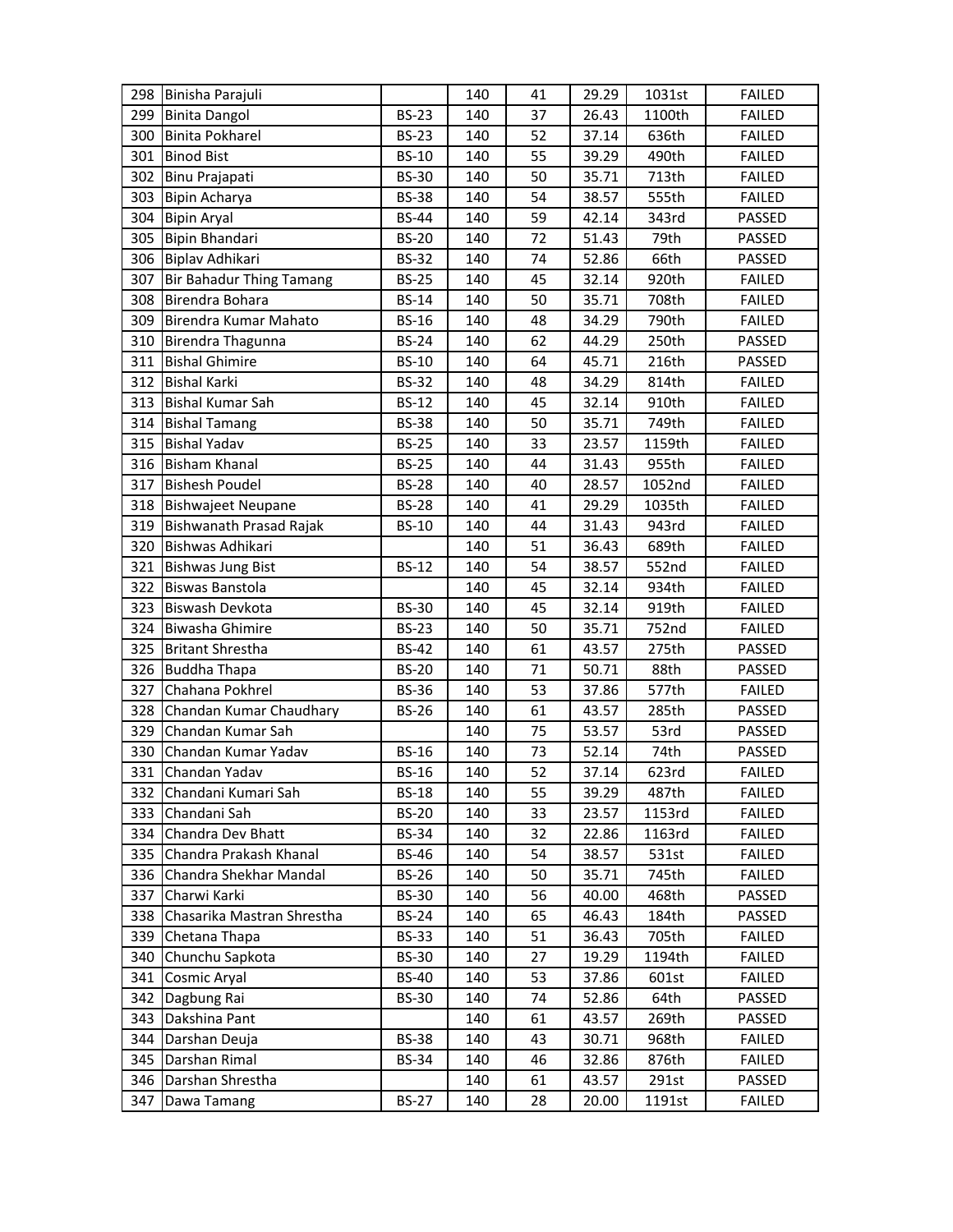| | | | | | | | |
|---|---|---|---|---|---|---|---|
| 298 | Binisha Parajuli | | 140 | 41 | 29.29 | 1031st | FAILED |
| 299 | Binita Dangol | BS-23 | 140 | 37 | 26.43 | 1100th | FAILED |
| 300 | Binita Pokharel | BS-23 | 140 | 52 | 37.14 | 636th | FAILED |
| 301 | Binod Bist | BS-10 | 140 | 55 | 39.29 | 490th | FAILED |
| 302 | Binu Prajapati | BS-30 | 140 | 50 | 35.71 | 713th | FAILED |
| 303 | Bipin Acharya | BS-38 | 140 | 54 | 38.57 | 555th | FAILED |
| 304 | Bipin Aryal | BS-44 | 140 | 59 | 42.14 | 343rd | PASSED |
| 305 | Bipin Bhandari | BS-20 | 140 | 72 | 51.43 | 79th | PASSED |
| 306 | Biplav Adhikari | BS-32 | 140 | 74 | 52.86 | 66th | PASSED |
| 307 | Bir Bahadur Thing Tamang | BS-25 | 140 | 45 | 32.14 | 920th | FAILED |
| 308 | Birendra Bohara | BS-14 | 140 | 50 | 35.71 | 708th | FAILED |
| 309 | Birendra Kumar Mahato | BS-16 | 140 | 48 | 34.29 | 790th | FAILED |
| 310 | Birendra Thagunna | BS-24 | 140 | 62 | 44.29 | 250th | PASSED |
| 311 | Bishal Ghimire | BS-10 | 140 | 64 | 45.71 | 216th | PASSED |
| 312 | Bishal Karki | BS-32 | 140 | 48 | 34.29 | 814th | FAILED |
| 313 | Bishal Kumar Sah | BS-12 | 140 | 45 | 32.14 | 910th | FAILED |
| 314 | Bishal Tamang | BS-38 | 140 | 50 | 35.71 | 749th | FAILED |
| 315 | Bishal Yadav | BS-25 | 140 | 33 | 23.57 | 1159th | FAILED |
| 316 | Bisham Khanal | BS-25 | 140 | 44 | 31.43 | 955th | FAILED |
| 317 | Bishesh Poudel | BS-28 | 140 | 40 | 28.57 | 1052nd | FAILED |
| 318 | Bishwajeet Neupane | BS-28 | 140 | 41 | 29.29 | 1035th | FAILED |
| 319 | Bishwanath Prasad Rajak | BS-10 | 140 | 44 | 31.43 | 943rd | FAILED |
| 320 | Bishwas Adhikari | | 140 | 51 | 36.43 | 689th | FAILED |
| 321 | Bishwas Jung Bist | BS-12 | 140 | 54 | 38.57 | 552nd | FAILED |
| 322 | Biswas Banstola | | 140 | 45 | 32.14 | 934th | FAILED |
| 323 | Biswash Devkota | BS-30 | 140 | 45 | 32.14 | 919th | FAILED |
| 324 | Biwasha Ghimire | BS-23 | 140 | 50 | 35.71 | 752nd | FAILED |
| 325 | Britant Shrestha | BS-42 | 140 | 61 | 43.57 | 275th | PASSED |
| 326 | Buddha Thapa | BS-20 | 140 | 71 | 50.71 | 88th | PASSED |
| 327 | Chahana Pokhrel | BS-36 | 140 | 53 | 37.86 | 577th | FAILED |
| 328 | Chandan Kumar Chaudhary | BS-26 | 140 | 61 | 43.57 | 285th | PASSED |
| 329 | Chandan Kumar Sah | | 140 | 75 | 53.57 | 53rd | PASSED |
| 330 | Chandan Kumar Yadav | BS-16 | 140 | 73 | 52.14 | 74th | PASSED |
| 331 | Chandan Yadav | BS-16 | 140 | 52 | 37.14 | 623rd | FAILED |
| 332 | Chandani Kumari Sah | BS-18 | 140 | 55 | 39.29 | 487th | FAILED |
| 333 | Chandani Sah | BS-20 | 140 | 33 | 23.57 | 1153rd | FAILED |
| 334 | Chandra Dev Bhatt | BS-34 | 140 | 32 | 22.86 | 1163rd | FAILED |
| 335 | Chandra Prakash Khanal | BS-46 | 140 | 54 | 38.57 | 531st | FAILED |
| 336 | Chandra Shekhar Mandal | BS-26 | 140 | 50 | 35.71 | 745th | FAILED |
| 337 | Charwi Karki | BS-30 | 140 | 56 | 40.00 | 468th | PASSED |
| 338 | Chasarika Mastran Shrestha | BS-24 | 140 | 65 | 46.43 | 184th | PASSED |
| 339 | Chetana Thapa | BS-33 | 140 | 51 | 36.43 | 705th | FAILED |
| 340 | Chunchu Sapkota | BS-30 | 140 | 27 | 19.29 | 1194th | FAILED |
| 341 | Cosmic Aryal | BS-40 | 140 | 53 | 37.86 | 601st | FAILED |
| 342 | Dagbung Rai | BS-30 | 140 | 74 | 52.86 | 64th | PASSED |
| 343 | Dakshina Pant | | 140 | 61 | 43.57 | 269th | PASSED |
| 344 | Darshan Deuja | BS-38 | 140 | 43 | 30.71 | 968th | FAILED |
| 345 | Darshan Rimal | BS-34 | 140 | 46 | 32.86 | 876th | FAILED |
| 346 | Darshan Shrestha | | 140 | 61 | 43.57 | 291st | PASSED |
| 347 | Dawa Tamang | BS-27 | 140 | 28 | 20.00 | 1191st | FAILED |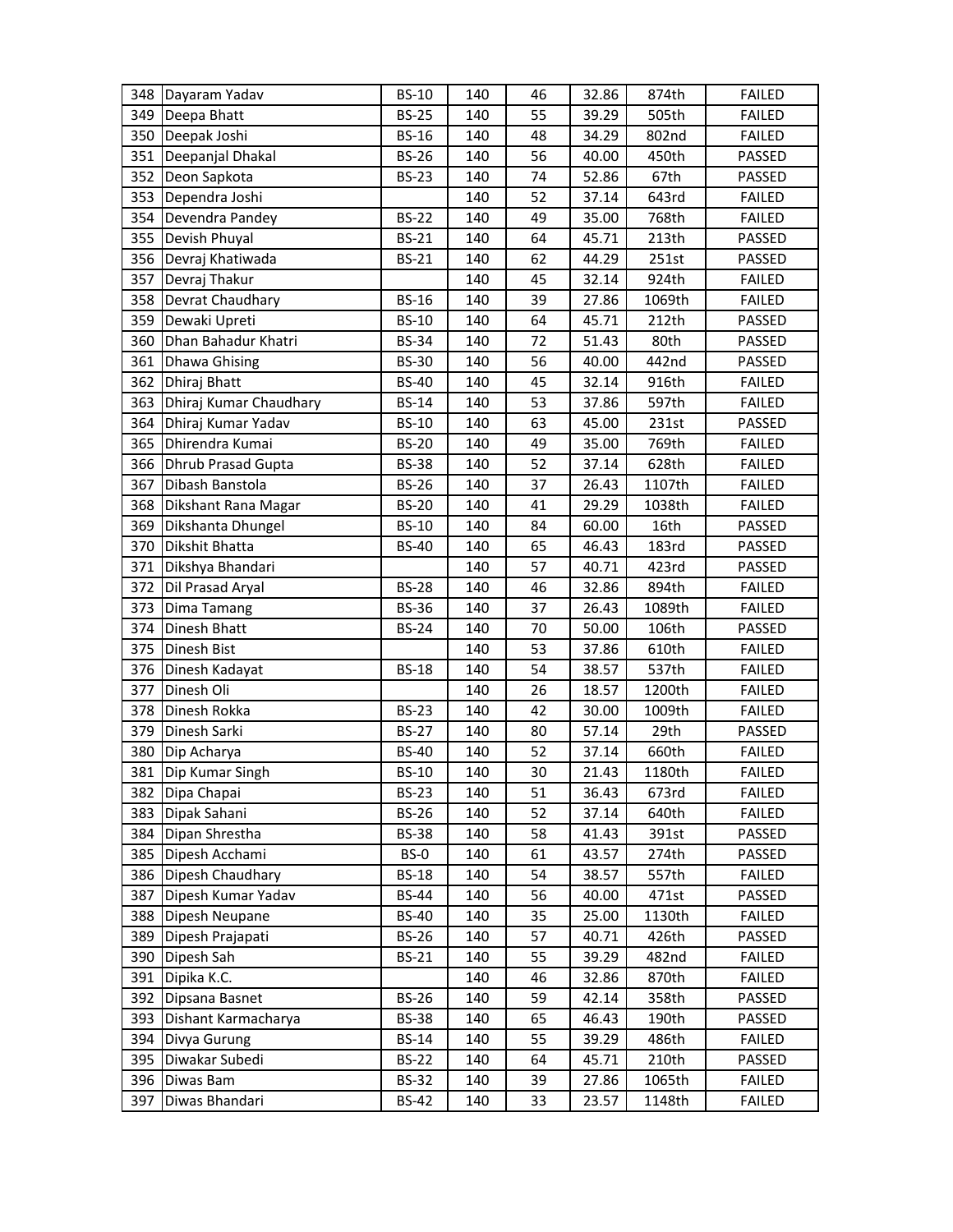| | | | | | | | |
|---|---|---|---|---|---|---|---|
| 348 | Dayaram Yadav | BS-10 | 140 | 46 | 32.86 | 874th | FAILED |
| 349 | Deepa Bhatt | BS-25 | 140 | 55 | 39.29 | 505th | FAILED |
| 350 | Deepak Joshi | BS-16 | 140 | 48 | 34.29 | 802nd | FAILED |
| 351 | Deepanjal Dhakal | BS-26 | 140 | 56 | 40.00 | 450th | PASSED |
| 352 | Deon Sapkota | BS-23 | 140 | 74 | 52.86 | 67th | PASSED |
| 353 | Dependra Joshi | | 140 | 52 | 37.14 | 643rd | FAILED |
| 354 | Devendra Pandey | BS-22 | 140 | 49 | 35.00 | 768th | FAILED |
| 355 | Devish Phuyal | BS-21 | 140 | 64 | 45.71 | 213th | PASSED |
| 356 | Devraj Khatiwada | BS-21 | 140 | 62 | 44.29 | 251st | PASSED |
| 357 | Devraj Thakur | | 140 | 45 | 32.14 | 924th | FAILED |
| 358 | Devrat Chaudhary | BS-16 | 140 | 39 | 27.86 | 1069th | FAILED |
| 359 | Dewaki Upreti | BS-10 | 140 | 64 | 45.71 | 212th | PASSED |
| 360 | Dhan Bahadur Khatri | BS-34 | 140 | 72 | 51.43 | 80th | PASSED |
| 361 | Dhawa Ghising | BS-30 | 140 | 56 | 40.00 | 442nd | PASSED |
| 362 | Dhiraj Bhatt | BS-40 | 140 | 45 | 32.14 | 916th | FAILED |
| 363 | Dhiraj Kumar Chaudhary | BS-14 | 140 | 53 | 37.86 | 597th | FAILED |
| 364 | Dhiraj Kumar Yadav | BS-10 | 140 | 63 | 45.00 | 231st | PASSED |
| 365 | Dhirendra Kumai | BS-20 | 140 | 49 | 35.00 | 769th | FAILED |
| 366 | Dhrub Prasad Gupta | BS-38 | 140 | 52 | 37.14 | 628th | FAILED |
| 367 | Dibash Banstola | BS-26 | 140 | 37 | 26.43 | 1107th | FAILED |
| 368 | Dikshant Rana Magar | BS-20 | 140 | 41 | 29.29 | 1038th | FAILED |
| 369 | Dikshanta Dhungel | BS-10 | 140 | 84 | 60.00 | 16th | PASSED |
| 370 | Dikshit Bhatta | BS-40 | 140 | 65 | 46.43 | 183rd | PASSED |
| 371 | Dikshya Bhandari | | 140 | 57 | 40.71 | 423rd | PASSED |
| 372 | Dil Prasad Aryal | BS-28 | 140 | 46 | 32.86 | 894th | FAILED |
| 373 | Dima Tamang | BS-36 | 140 | 37 | 26.43 | 1089th | FAILED |
| 374 | Dinesh Bhatt | BS-24 | 140 | 70 | 50.00 | 106th | PASSED |
| 375 | Dinesh Bist | | 140 | 53 | 37.86 | 610th | FAILED |
| 376 | Dinesh Kadayat | BS-18 | 140 | 54 | 38.57 | 537th | FAILED |
| 377 | Dinesh Oli | | 140 | 26 | 18.57 | 1200th | FAILED |
| 378 | Dinesh Rokka | BS-23 | 140 | 42 | 30.00 | 1009th | FAILED |
| 379 | Dinesh Sarki | BS-27 | 140 | 80 | 57.14 | 29th | PASSED |
| 380 | Dip Acharya | BS-40 | 140 | 52 | 37.14 | 660th | FAILED |
| 381 | Dip Kumar Singh | BS-10 | 140 | 30 | 21.43 | 1180th | FAILED |
| 382 | Dipa Chapai | BS-23 | 140 | 51 | 36.43 | 673rd | FAILED |
| 383 | Dipak Sahani | BS-26 | 140 | 52 | 37.14 | 640th | FAILED |
| 384 | Dipan Shrestha | BS-38 | 140 | 58 | 41.43 | 391st | PASSED |
| 385 | Dipesh Acchami | BS-0 | 140 | 61 | 43.57 | 274th | PASSED |
| 386 | Dipesh Chaudhary | BS-18 | 140 | 54 | 38.57 | 557th | FAILED |
| 387 | Dipesh Kumar Yadav | BS-44 | 140 | 56 | 40.00 | 471st | PASSED |
| 388 | Dipesh Neupane | BS-40 | 140 | 35 | 25.00 | 1130th | FAILED |
| 389 | Dipesh Prajapati | BS-26 | 140 | 57 | 40.71 | 426th | PASSED |
| 390 | Dipesh Sah | BS-21 | 140 | 55 | 39.29 | 482nd | FAILED |
| 391 | Dipika K.C. | | 140 | 46 | 32.86 | 870th | FAILED |
| 392 | Dipsana Basnet | BS-26 | 140 | 59 | 42.14 | 358th | PASSED |
| 393 | Dishant Karmacharya | BS-38 | 140 | 65 | 46.43 | 190th | PASSED |
| 394 | Divya Gurung | BS-14 | 140 | 55 | 39.29 | 486th | FAILED |
| 395 | Diwakar Subedi | BS-22 | 140 | 64 | 45.71 | 210th | PASSED |
| 396 | Diwas Bam | BS-32 | 140 | 39 | 27.86 | 1065th | FAILED |
| 397 | Diwas Bhandari | BS-42 | 140 | 33 | 23.57 | 1148th | FAILED |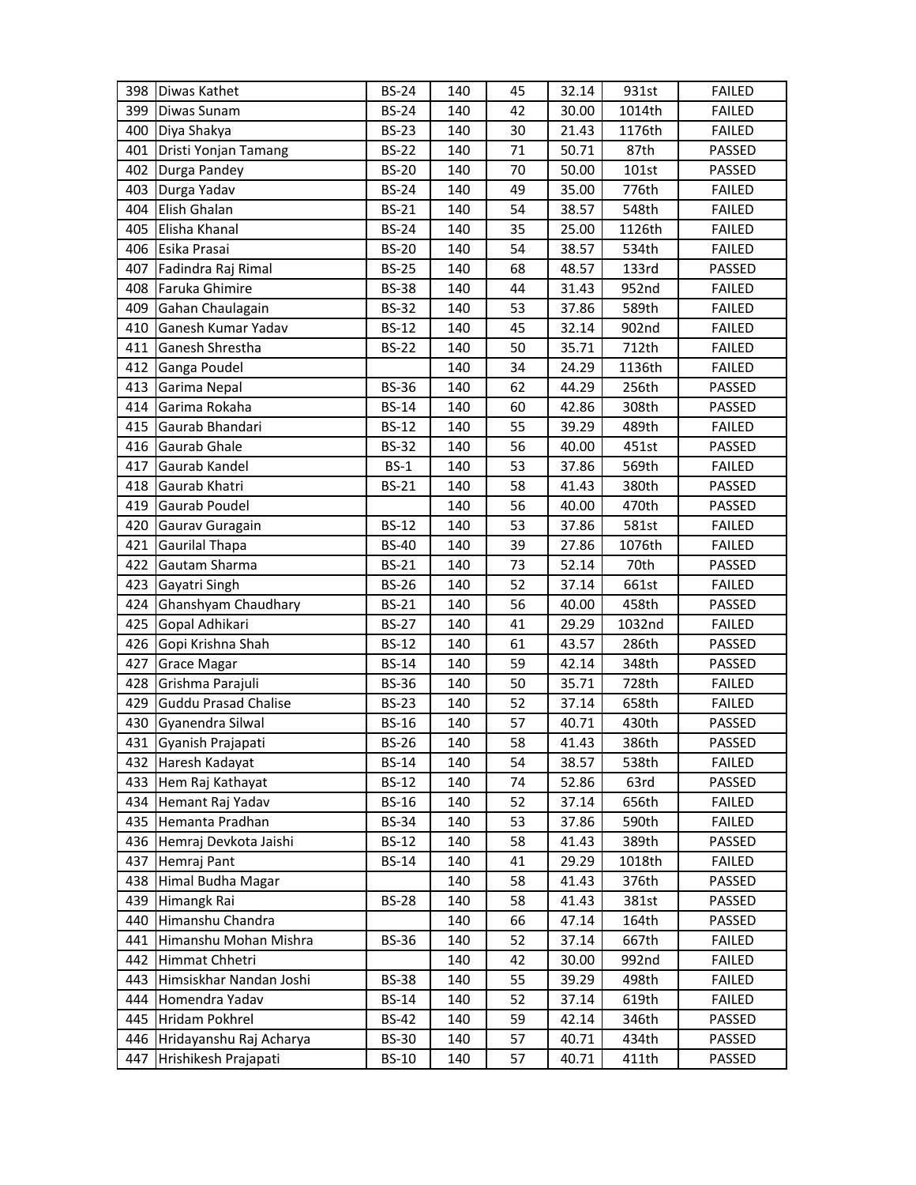| 398 | Diwas Kathet | BS-24 | 140 | 45 | 32.14 | 931st | FAILED |
|---|---|---|---|---|---|---|---|
| 399 | Diwas Sunam | BS-24 | 140 | 42 | 30.00 | 1014th | FAILED |
| 400 | Diya Shakya | BS-23 | 140 | 30 | 21.43 | 1176th | FAILED |
| 401 | Dristi Yonjan Tamang | BS-22 | 140 | 71 | 50.71 | 87th | PASSED |
| 402 | Durga Pandey | BS-20 | 140 | 70 | 50.00 | 101st | PASSED |
| 403 | Durga Yadav | BS-24 | 140 | 49 | 35.00 | 776th | FAILED |
| 404 | Elish Ghalan | BS-21 | 140 | 54 | 38.57 | 548th | FAILED |
| 405 | Elisha Khanal | BS-24 | 140 | 35 | 25.00 | 1126th | FAILED |
| 406 | Esika Prasai | BS-20 | 140 | 54 | 38.57 | 534th | FAILED |
| 407 | Fadindra Raj Rimal | BS-25 | 140 | 68 | 48.57 | 133rd | PASSED |
| 408 | Faruka Ghimire | BS-38 | 140 | 44 | 31.43 | 952nd | FAILED |
| 409 | Gahan Chaulagain | BS-32 | 140 | 53 | 37.86 | 589th | FAILED |
| 410 | Ganesh Kumar Yadav | BS-12 | 140 | 45 | 32.14 | 902nd | FAILED |
| 411 | Ganesh Shrestha | BS-22 | 140 | 50 | 35.71 | 712th | FAILED |
| 412 | Ganga Poudel | | 140 | 34 | 24.29 | 1136th | FAILED |
| 413 | Garima Nepal | BS-36 | 140 | 62 | 44.29 | 256th | PASSED |
| 414 | Garima Rokaha | BS-14 | 140 | 60 | 42.86 | 308th | PASSED |
| 415 | Gaurab Bhandari | BS-12 | 140 | 55 | 39.29 | 489th | FAILED |
| 416 | Gaurab Ghale | BS-32 | 140 | 56 | 40.00 | 451st | PASSED |
| 417 | Gaurab Kandel | BS-1 | 140 | 53 | 37.86 | 569th | FAILED |
| 418 | Gaurab Khatri | BS-21 | 140 | 58 | 41.43 | 380th | PASSED |
| 419 | Gaurab Poudel | | 140 | 56 | 40.00 | 470th | PASSED |
| 420 | Gaurav Guragain | BS-12 | 140 | 53 | 37.86 | 581st | FAILED |
| 421 | Gaurilal Thapa | BS-40 | 140 | 39 | 27.86 | 1076th | FAILED |
| 422 | Gautam Sharma | BS-21 | 140 | 73 | 52.14 | 70th | PASSED |
| 423 | Gayatri Singh | BS-26 | 140 | 52 | 37.14 | 661st | FAILED |
| 424 | Ghanshyam Chaudhary | BS-21 | 140 | 56 | 40.00 | 458th | PASSED |
| 425 | Gopal Adhikari | BS-27 | 140 | 41 | 29.29 | 1032nd | FAILED |
| 426 | Gopi Krishna Shah | BS-12 | 140 | 61 | 43.57 | 286th | PASSED |
| 427 | Grace Magar | BS-14 | 140 | 59 | 42.14 | 348th | PASSED |
| 428 | Grishma Parajuli | BS-36 | 140 | 50 | 35.71 | 728th | FAILED |
| 429 | Guddu Prasad Chalise | BS-23 | 140 | 52 | 37.14 | 658th | FAILED |
| 430 | Gyanendra Silwal | BS-16 | 140 | 57 | 40.71 | 430th | PASSED |
| 431 | Gyanish Prajapati | BS-26 | 140 | 58 | 41.43 | 386th | PASSED |
| 432 | Haresh Kadayat | BS-14 | 140 | 54 | 38.57 | 538th | FAILED |
| 433 | Hem Raj Kathayat | BS-12 | 140 | 74 | 52.86 | 63rd | PASSED |
| 434 | Hemant Raj Yadav | BS-16 | 140 | 52 | 37.14 | 656th | FAILED |
| 435 | Hemanta Pradhan | BS-34 | 140 | 53 | 37.86 | 590th | FAILED |
| 436 | Hemraj Devkota Jaishi | BS-12 | 140 | 58 | 41.43 | 389th | PASSED |
| 437 | Hemraj Pant | BS-14 | 140 | 41 | 29.29 | 1018th | FAILED |
| 438 | Himal Budha Magar | | 140 | 58 | 41.43 | 376th | PASSED |
| 439 | Himangk Rai | BS-28 | 140 | 58 | 41.43 | 381st | PASSED |
| 440 | Himanshu Chandra | | 140 | 66 | 47.14 | 164th | PASSED |
| 441 | Himanshu Mohan Mishra | BS-36 | 140 | 52 | 37.14 | 667th | FAILED |
| 442 | Himmat Chhetri | | 140 | 42 | 30.00 | 992nd | FAILED |
| 443 | Himsiskhar Nandan Joshi | BS-38 | 140 | 55 | 39.29 | 498th | FAILED |
| 444 | Homendra Yadav | BS-14 | 140 | 52 | 37.14 | 619th | FAILED |
| 445 | Hridam Pokhrel | BS-42 | 140 | 59 | 42.14 | 346th | PASSED |
| 446 | Hridayanshu Raj Acharya | BS-30 | 140 | 57 | 40.71 | 434th | PASSED |
| 447 | Hrishikesh Prajapati | BS-10 | 140 | 57 | 40.71 | 411th | PASSED |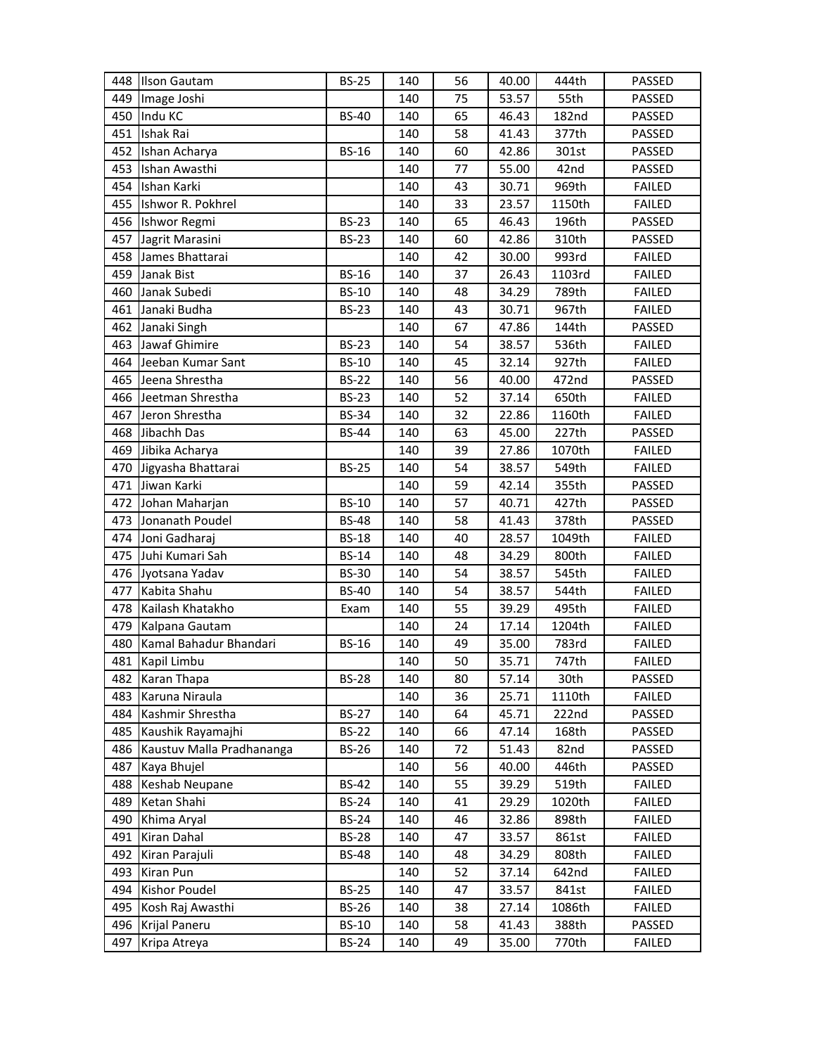| | | | | | | | |
|---|---|---|---|---|---|---|---|
| 448 | Ilson Gautam | BS-25 | 140 | 56 | 40.00 | 444th | PASSED |
| 449 | Image Joshi | | 140 | 75 | 53.57 | 55th | PASSED |
| 450 | Indu KC | BS-40 | 140 | 65 | 46.43 | 182nd | PASSED |
| 451 | Ishak Rai | | 140 | 58 | 41.43 | 377th | PASSED |
| 452 | Ishan Acharya | BS-16 | 140 | 60 | 42.86 | 301st | PASSED |
| 453 | Ishan Awasthi | | 140 | 77 | 55.00 | 42nd | PASSED |
| 454 | Ishan Karki | | 140 | 43 | 30.71 | 969th | FAILED |
| 455 | Ishwor R. Pokhrel | | 140 | 33 | 23.57 | 1150th | FAILED |
| 456 | Ishwor Regmi | BS-23 | 140 | 65 | 46.43 | 196th | PASSED |
| 457 | Jagrit Marasini | BS-23 | 140 | 60 | 42.86 | 310th | PASSED |
| 458 | James Bhattarai | | 140 | 42 | 30.00 | 993rd | FAILED |
| 459 | Janak Bist | BS-16 | 140 | 37 | 26.43 | 1103rd | FAILED |
| 460 | Janak Subedi | BS-10 | 140 | 48 | 34.29 | 789th | FAILED |
| 461 | Janaki Budha | BS-23 | 140 | 43 | 30.71 | 967th | FAILED |
| 462 | Janaki Singh | | 140 | 67 | 47.86 | 144th | PASSED |
| 463 | Jawaf Ghimire | BS-23 | 140 | 54 | 38.57 | 536th | FAILED |
| 464 | Jeeban Kumar Sant | BS-10 | 140 | 45 | 32.14 | 927th | FAILED |
| 465 | Jeena Shrestha | BS-22 | 140 | 56 | 40.00 | 472nd | PASSED |
| 466 | Jeetman Shrestha | BS-23 | 140 | 52 | 37.14 | 650th | FAILED |
| 467 | Jeron Shrestha | BS-34 | 140 | 32 | 22.86 | 1160th | FAILED |
| 468 | Jibachh Das | BS-44 | 140 | 63 | 45.00 | 227th | PASSED |
| 469 | Jibika Acharya | | 140 | 39 | 27.86 | 1070th | FAILED |
| 470 | Jigyasha Bhattarai | BS-25 | 140 | 54 | 38.57 | 549th | FAILED |
| 471 | Jiwan Karki | | 140 | 59 | 42.14 | 355th | PASSED |
| 472 | Johan Maharjan | BS-10 | 140 | 57 | 40.71 | 427th | PASSED |
| 473 | Jonanath Poudel | BS-48 | 140 | 58 | 41.43 | 378th | PASSED |
| 474 | Joni Gadharaj | BS-18 | 140 | 40 | 28.57 | 1049th | FAILED |
| 475 | Juhi Kumari Sah | BS-14 | 140 | 48 | 34.29 | 800th | FAILED |
| 476 | Jyotsana Yadav | BS-30 | 140 | 54 | 38.57 | 545th | FAILED |
| 477 | Kabita Shahu | BS-40 | 140 | 54 | 38.57 | 544th | FAILED |
| 478 | Kailash Khatakho | Exam | 140 | 55 | 39.29 | 495th | FAILED |
| 479 | Kalpana Gautam | | 140 | 24 | 17.14 | 1204th | FAILED |
| 480 | Kamal Bahadur Bhandari | BS-16 | 140 | 49 | 35.00 | 783rd | FAILED |
| 481 | Kapil Limbu | | 140 | 50 | 35.71 | 747th | FAILED |
| 482 | Karan Thapa | BS-28 | 140 | 80 | 57.14 | 30th | PASSED |
| 483 | Karuna Niraula | | 140 | 36 | 25.71 | 1110th | FAILED |
| 484 | Kashmir Shrestha | BS-27 | 140 | 64 | 45.71 | 222nd | PASSED |
| 485 | Kaushik Rayamajhi | BS-22 | 140 | 66 | 47.14 | 168th | PASSED |
| 486 | Kaustuv Malla Pradhananga | BS-26 | 140 | 72 | 51.43 | 82nd | PASSED |
| 487 | Kaya Bhujel | | 140 | 56 | 40.00 | 446th | PASSED |
| 488 | Keshab Neupane | BS-42 | 140 | 55 | 39.29 | 519th | FAILED |
| 489 | Ketan Shahi | BS-24 | 140 | 41 | 29.29 | 1020th | FAILED |
| 490 | Khima Aryal | BS-24 | 140 | 46 | 32.86 | 898th | FAILED |
| 491 | Kiran Dahal | BS-28 | 140 | 47 | 33.57 | 861st | FAILED |
| 492 | Kiran Parajuli | BS-48 | 140 | 48 | 34.29 | 808th | FAILED |
| 493 | Kiran Pun | | 140 | 52 | 37.14 | 642nd | FAILED |
| 494 | Kishor Poudel | BS-25 | 140 | 47 | 33.57 | 841st | FAILED |
| 495 | Kosh Raj Awasthi | BS-26 | 140 | 38 | 27.14 | 1086th | FAILED |
| 496 | Krijal Paneru | BS-10 | 140 | 58 | 41.43 | 388th | PASSED |
| 497 | Kripa Atreya | BS-24 | 140 | 49 | 35.00 | 770th | FAILED |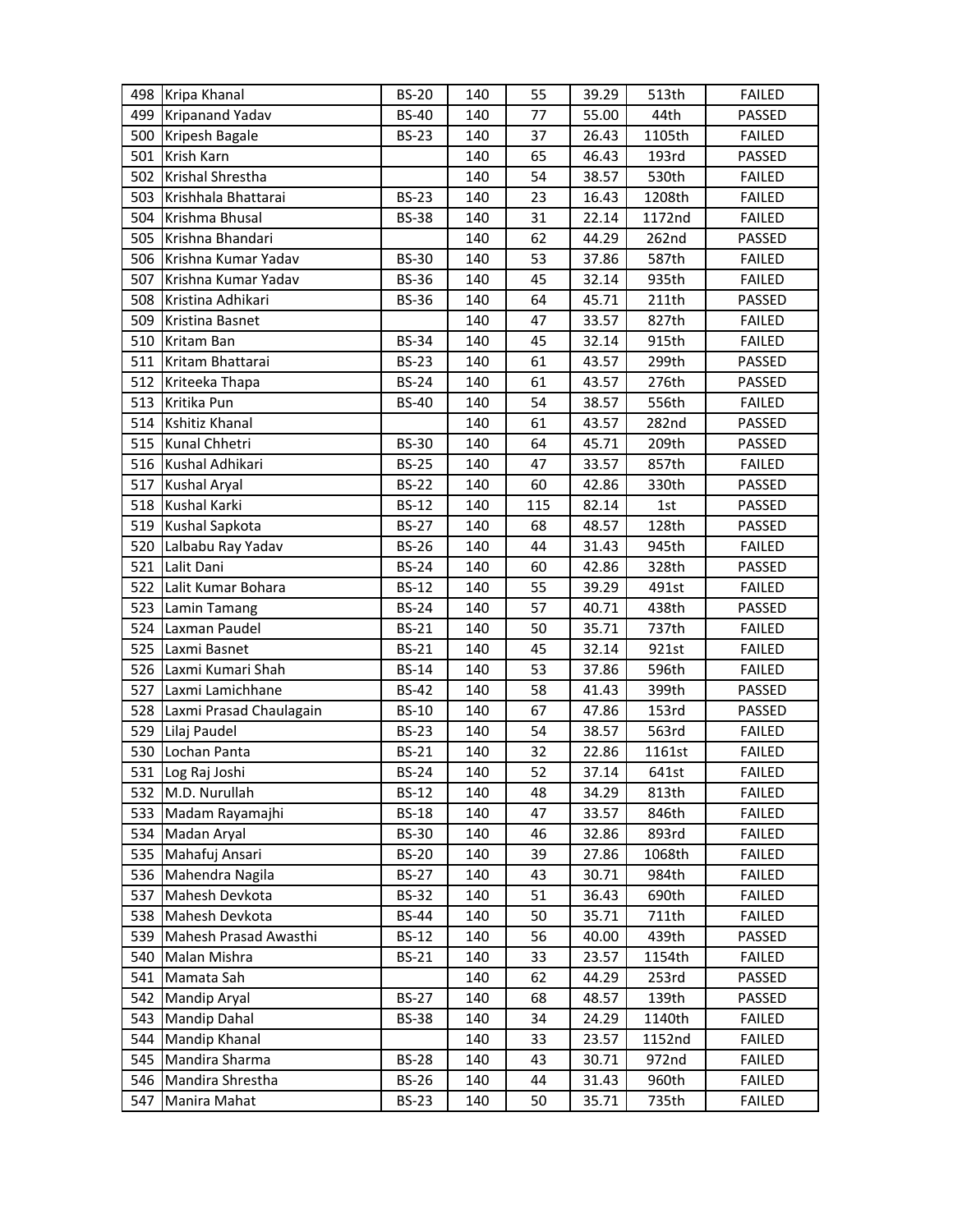| | | | | | | | |
|---|---|---|---|---|---|---|---|
| 498 | Kripa Khanal | BS-20 | 140 | 55 | 39.29 | 513th | FAILED |
| 499 | Kripanand Yadav | BS-40 | 140 | 77 | 55.00 | 44th | PASSED |
| 500 | Kripesh Bagale | BS-23 | 140 | 37 | 26.43 | 1105th | FAILED |
| 501 | Krish Karn | | 140 | 65 | 46.43 | 193rd | PASSED |
| 502 | Krishal Shrestha | | 140 | 54 | 38.57 | 530th | FAILED |
| 503 | Krishhala Bhattarai | BS-23 | 140 | 23 | 16.43 | 1208th | FAILED |
| 504 | Krishma Bhusal | BS-38 | 140 | 31 | 22.14 | 1172nd | FAILED |
| 505 | Krishna Bhandari | | 140 | 62 | 44.29 | 262nd | PASSED |
| 506 | Krishna Kumar Yadav | BS-30 | 140 | 53 | 37.86 | 587th | FAILED |
| 507 | Krishna Kumar Yadav | BS-36 | 140 | 45 | 32.14 | 935th | FAILED |
| 508 | Kristina Adhikari | BS-36 | 140 | 64 | 45.71 | 211th | PASSED |
| 509 | Kristina Basnet | | 140 | 47 | 33.57 | 827th | FAILED |
| 510 | Kritam Ban | BS-34 | 140 | 45 | 32.14 | 915th | FAILED |
| 511 | Kritam Bhattarai | BS-23 | 140 | 61 | 43.57 | 299th | PASSED |
| 512 | Kriteeka Thapa | BS-24 | 140 | 61 | 43.57 | 276th | PASSED |
| 513 | Kritika Pun | BS-40 | 140 | 54 | 38.57 | 556th | FAILED |
| 514 | Kshitiz Khanal | | 140 | 61 | 43.57 | 282nd | PASSED |
| 515 | Kunal Chhetri | BS-30 | 140 | 64 | 45.71 | 209th | PASSED |
| 516 | Kushal Adhikari | BS-25 | 140 | 47 | 33.57 | 857th | FAILED |
| 517 | Kushal Aryal | BS-22 | 140 | 60 | 42.86 | 330th | PASSED |
| 518 | Kushal Karki | BS-12 | 140 | 115 | 82.14 | 1st | PASSED |
| 519 | Kushal Sapkota | BS-27 | 140 | 68 | 48.57 | 128th | PASSED |
| 520 | Lalbabu Ray Yadav | BS-26 | 140 | 44 | 31.43 | 945th | FAILED |
| 521 | Lalit Dani | BS-24 | 140 | 60 | 42.86 | 328th | PASSED |
| 522 | Lalit Kumar Bohara | BS-12 | 140 | 55 | 39.29 | 491st | FAILED |
| 523 | Lamin Tamang | BS-24 | 140 | 57 | 40.71 | 438th | PASSED |
| 524 | Laxman Paudel | BS-21 | 140 | 50 | 35.71 | 737th | FAILED |
| 525 | Laxmi Basnet | BS-21 | 140 | 45 | 32.14 | 921st | FAILED |
| 526 | Laxmi Kumari Shah | BS-14 | 140 | 53 | 37.86 | 596th | FAILED |
| 527 | Laxmi Lamichhane | BS-42 | 140 | 58 | 41.43 | 399th | PASSED |
| 528 | Laxmi Prasad Chaulagain | BS-10 | 140 | 67 | 47.86 | 153rd | PASSED |
| 529 | Lilaj Paudel | BS-23 | 140 | 54 | 38.57 | 563rd | FAILED |
| 530 | Lochan Panta | BS-21 | 140 | 32 | 22.86 | 1161st | FAILED |
| 531 | Log Raj Joshi | BS-24 | 140 | 52 | 37.14 | 641st | FAILED |
| 532 | M.D. Nurullah | BS-12 | 140 | 48 | 34.29 | 813th | FAILED |
| 533 | Madam Rayamajhi | BS-18 | 140 | 47 | 33.57 | 846th | FAILED |
| 534 | Madan Aryal | BS-30 | 140 | 46 | 32.86 | 893rd | FAILED |
| 535 | Mahafuj Ansari | BS-20 | 140 | 39 | 27.86 | 1068th | FAILED |
| 536 | Mahendra Nagila | BS-27 | 140 | 43 | 30.71 | 984th | FAILED |
| 537 | Mahesh Devkota | BS-32 | 140 | 51 | 36.43 | 690th | FAILED |
| 538 | Mahesh Devkota | BS-44 | 140 | 50 | 35.71 | 711th | FAILED |
| 539 | Mahesh Prasad Awasthi | BS-12 | 140 | 56 | 40.00 | 439th | PASSED |
| 540 | Malan Mishra | BS-21 | 140 | 33 | 23.57 | 1154th | FAILED |
| 541 | Mamata Sah | | 140 | 62 | 44.29 | 253rd | PASSED |
| 542 | Mandip Aryal | BS-27 | 140 | 68 | 48.57 | 139th | PASSED |
| 543 | Mandip Dahal | BS-38 | 140 | 34 | 24.29 | 1140th | FAILED |
| 544 | Mandip Khanal | | 140 | 33 | 23.57 | 1152nd | FAILED |
| 545 | Mandira Sharma | BS-28 | 140 | 43 | 30.71 | 972nd | FAILED |
| 546 | Mandira Shrestha | BS-26 | 140 | 44 | 31.43 | 960th | FAILED |
| 547 | Manira Mahat | BS-23 | 140 | 50 | 35.71 | 735th | FAILED |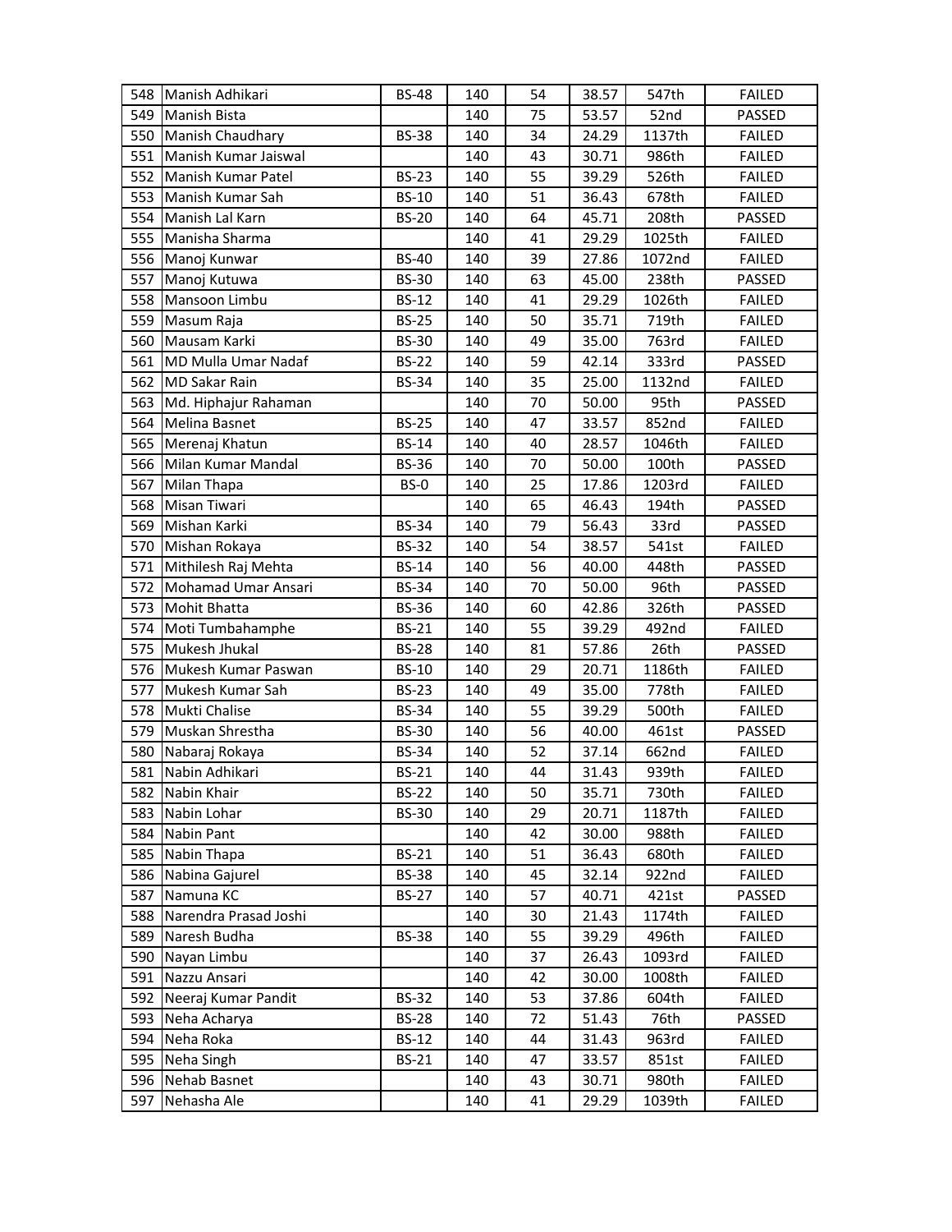| | | | | | | | |
|---|---|---|---|---|---|---|---|
| 548 | Manish Adhikari | BS-48 | 140 | 54 | 38.57 | 547th | FAILED |
| 549 | Manish Bista | | 140 | 75 | 53.57 | 52nd | PASSED |
| 550 | Manish Chaudhary | BS-38 | 140 | 34 | 24.29 | 1137th | FAILED |
| 551 | Manish Kumar Jaiswal | | 140 | 43 | 30.71 | 986th | FAILED |
| 552 | Manish Kumar Patel | BS-23 | 140 | 55 | 39.29 | 526th | FAILED |
| 553 | Manish Kumar Sah | BS-10 | 140 | 51 | 36.43 | 678th | FAILED |
| 554 | Manish Lal Karn | BS-20 | 140 | 64 | 45.71 | 208th | PASSED |
| 555 | Manisha Sharma | | 140 | 41 | 29.29 | 1025th | FAILED |
| 556 | Manoj Kunwar | BS-40 | 140 | 39 | 27.86 | 1072nd | FAILED |
| 557 | Manoj Kutuwa | BS-30 | 140 | 63 | 45.00 | 238th | PASSED |
| 558 | Mansoon Limbu | BS-12 | 140 | 41 | 29.29 | 1026th | FAILED |
| 559 | Masum Raja | BS-25 | 140 | 50 | 35.71 | 719th | FAILED |
| 560 | Mausam Karki | BS-30 | 140 | 49 | 35.00 | 763rd | FAILED |
| 561 | MD Mulla Umar Nadaf | BS-22 | 140 | 59 | 42.14 | 333rd | PASSED |
| 562 | MD Sakar Rain | BS-34 | 140 | 35 | 25.00 | 1132nd | FAILED |
| 563 | Md. Hiphajur Rahaman | | 140 | 70 | 50.00 | 95th | PASSED |
| 564 | Melina Basnet | BS-25 | 140 | 47 | 33.57 | 852nd | FAILED |
| 565 | Merenaj Khatun | BS-14 | 140 | 40 | 28.57 | 1046th | FAILED |
| 566 | Milan Kumar Mandal | BS-36 | 140 | 70 | 50.00 | 100th | PASSED |
| 567 | Milan Thapa | BS-0 | 140 | 25 | 17.86 | 1203rd | FAILED |
| 568 | Misan Tiwari | | 140 | 65 | 46.43 | 194th | PASSED |
| 569 | Mishan Karki | BS-34 | 140 | 79 | 56.43 | 33rd | PASSED |
| 570 | Mishan Rokaya | BS-32 | 140 | 54 | 38.57 | 541st | FAILED |
| 571 | Mithilesh Raj Mehta | BS-14 | 140 | 56 | 40.00 | 448th | PASSED |
| 572 | Mohamad Umar Ansari | BS-34 | 140 | 70 | 50.00 | 96th | PASSED |
| 573 | Mohit Bhatta | BS-36 | 140 | 60 | 42.86 | 326th | PASSED |
| 574 | Moti Tumbahamphe | BS-21 | 140 | 55 | 39.29 | 492nd | FAILED |
| 575 | Mukesh Jhukal | BS-28 | 140 | 81 | 57.86 | 26th | PASSED |
| 576 | Mukesh Kumar Paswan | BS-10 | 140 | 29 | 20.71 | 1186th | FAILED |
| 577 | Mukesh Kumar Sah | BS-23 | 140 | 49 | 35.00 | 778th | FAILED |
| 578 | Mukti Chalise | BS-34 | 140 | 55 | 39.29 | 500th | FAILED |
| 579 | Muskan Shrestha | BS-30 | 140 | 56 | 40.00 | 461st | PASSED |
| 580 | Nabaraj Rokaya | BS-34 | 140 | 52 | 37.14 | 662nd | FAILED |
| 581 | Nabin Adhikari | BS-21 | 140 | 44 | 31.43 | 939th | FAILED |
| 582 | Nabin Khair | BS-22 | 140 | 50 | 35.71 | 730th | FAILED |
| 583 | Nabin Lohar | BS-30 | 140 | 29 | 20.71 | 1187th | FAILED |
| 584 | Nabin Pant | | 140 | 42 | 30.00 | 988th | FAILED |
| 585 | Nabin Thapa | BS-21 | 140 | 51 | 36.43 | 680th | FAILED |
| 586 | Nabina Gajurel | BS-38 | 140 | 45 | 32.14 | 922nd | FAILED |
| 587 | Namuna KC | BS-27 | 140 | 57 | 40.71 | 421st | PASSED |
| 588 | Narendra Prasad Joshi | | 140 | 30 | 21.43 | 1174th | FAILED |
| 589 | Naresh Budha | BS-38 | 140 | 55 | 39.29 | 496th | FAILED |
| 590 | Nayan Limbu | | 140 | 37 | 26.43 | 1093rd | FAILED |
| 591 | Nazzu Ansari | | 140 | 42 | 30.00 | 1008th | FAILED |
| 592 | Neeraj Kumar Pandit | BS-32 | 140 | 53 | 37.86 | 604th | FAILED |
| 593 | Neha Acharya | BS-28 | 140 | 72 | 51.43 | 76th | PASSED |
| 594 | Neha Roka | BS-12 | 140 | 44 | 31.43 | 963rd | FAILED |
| 595 | Neha Singh | BS-21 | 140 | 47 | 33.57 | 851st | FAILED |
| 596 | Nehab Basnet | | 140 | 43 | 30.71 | 980th | FAILED |
| 597 | Nehasha Ale | | 140 | 41 | 29.29 | 1039th | FAILED |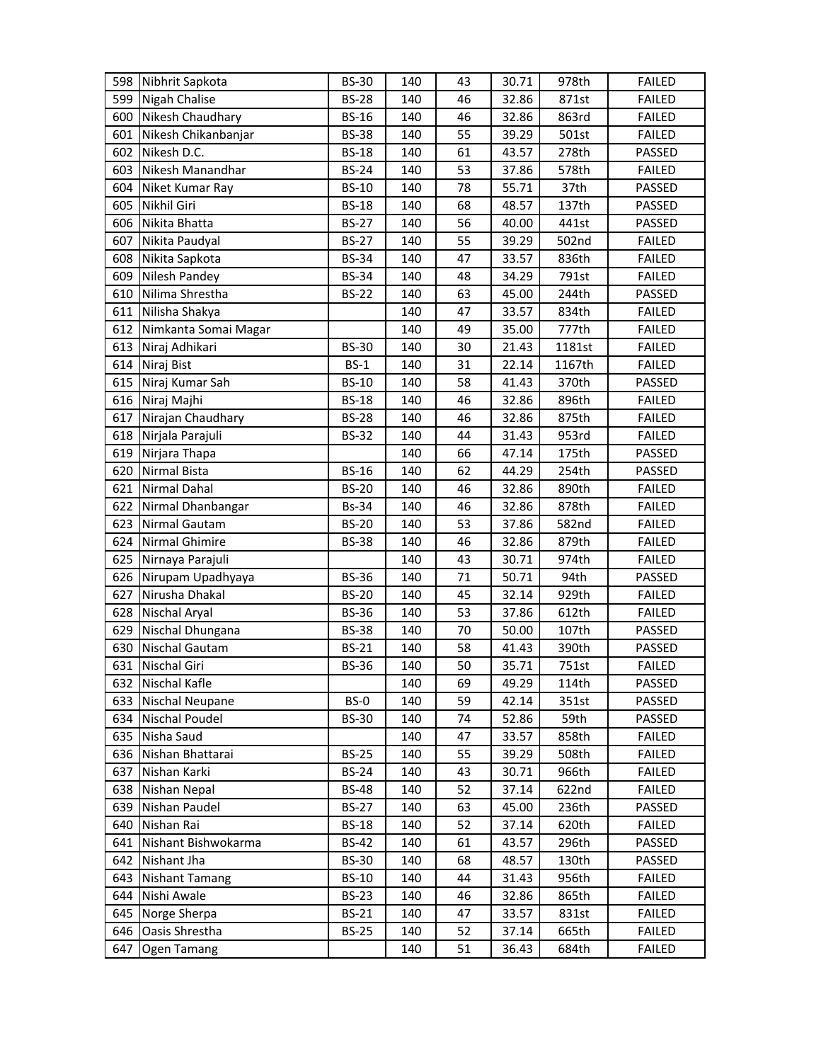| | | | | | | | |
|---|---|---|---|---|---|---|---|
| 598 | Nibhrit Sapkota | BS-30 | 140 | 43 | 30.71 | 978th | FAILED |
| 599 | Nigah Chalise | BS-28 | 140 | 46 | 32.86 | 871st | FAILED |
| 600 | Nikesh Chaudhary | BS-16 | 140 | 46 | 32.86 | 863rd | FAILED |
| 601 | Nikesh Chikanbanjar | BS-38 | 140 | 55 | 39.29 | 501st | FAILED |
| 602 | Nikesh D.C. | BS-18 | 140 | 61 | 43.57 | 278th | PASSED |
| 603 | Nikesh Manandhar | BS-24 | 140 | 53 | 37.86 | 578th | FAILED |
| 604 | Niket Kumar Ray | BS-10 | 140 | 78 | 55.71 | 37th | PASSED |
| 605 | Nikhil Giri | BS-18 | 140 | 68 | 48.57 | 137th | PASSED |
| 606 | Nikita Bhatta | BS-27 | 140 | 56 | 40.00 | 441st | PASSED |
| 607 | Nikita Paudyal | BS-27 | 140 | 55 | 39.29 | 502nd | FAILED |
| 608 | Nikita Sapkota | BS-34 | 140 | 47 | 33.57 | 836th | FAILED |
| 609 | Nilesh Pandey | BS-34 | 140 | 48 | 34.29 | 791st | FAILED |
| 610 | Nilima Shrestha | BS-22 | 140 | 63 | 45.00 | 244th | PASSED |
| 611 | Nilisha Shakya | | 140 | 47 | 33.57 | 834th | FAILED |
| 612 | Nimkanta Somai Magar | | 140 | 49 | 35.00 | 777th | FAILED |
| 613 | Niraj Adhikari | BS-30 | 140 | 30 | 21.43 | 1181st | FAILED |
| 614 | Niraj Bist | BS-1 | 140 | 31 | 22.14 | 1167th | FAILED |
| 615 | Niraj Kumar Sah | BS-10 | 140 | 58 | 41.43 | 370th | PASSED |
| 616 | Niraj Majhi | BS-18 | 140 | 46 | 32.86 | 896th | FAILED |
| 617 | Nirajan Chaudhary | BS-28 | 140 | 46 | 32.86 | 875th | FAILED |
| 618 | Nirjala Parajuli | BS-32 | 140 | 44 | 31.43 | 953rd | FAILED |
| 619 | Nirjara Thapa | | 140 | 66 | 47.14 | 175th | PASSED |
| 620 | Nirmal Bista | BS-16 | 140 | 62 | 44.29 | 254th | PASSED |
| 621 | Nirmal Dahal | BS-20 | 140 | 46 | 32.86 | 890th | FAILED |
| 622 | Nirmal Dhanbangar | Bs-34 | 140 | 46 | 32.86 | 878th | FAILED |
| 623 | Nirmal Gautam | BS-20 | 140 | 53 | 37.86 | 582nd | FAILED |
| 624 | Nirmal Ghimire | BS-38 | 140 | 46 | 32.86 | 879th | FAILED |
| 625 | Nirnaya Parajuli | | 140 | 43 | 30.71 | 974th | FAILED |
| 626 | Nirupam Upadhyaya | BS-36 | 140 | 71 | 50.71 | 94th | PASSED |
| 627 | Nirusha Dhakal | BS-20 | 140 | 45 | 32.14 | 929th | FAILED |
| 628 | Nischal Aryal | BS-36 | 140 | 53 | 37.86 | 612th | FAILED |
| 629 | Nischal Dhungana | BS-38 | 140 | 70 | 50.00 | 107th | PASSED |
| 630 | Nischal Gautam | BS-21 | 140 | 58 | 41.43 | 390th | PASSED |
| 631 | Nischal Giri | BS-36 | 140 | 50 | 35.71 | 751st | FAILED |
| 632 | Nischal Kafle | | 140 | 69 | 49.29 | 114th | PASSED |
| 633 | Nischal Neupane | BS-0 | 140 | 59 | 42.14 | 351st | PASSED |
| 634 | Nischal Poudel | BS-30 | 140 | 74 | 52.86 | 59th | PASSED |
| 635 | Nisha Saud | | 140 | 47 | 33.57 | 858th | FAILED |
| 636 | Nishan Bhattarai | BS-25 | 140 | 55 | 39.29 | 508th | FAILED |
| 637 | Nishan Karki | BS-24 | 140 | 43 | 30.71 | 966th | FAILED |
| 638 | Nishan Nepal | BS-48 | 140 | 52 | 37.14 | 622nd | FAILED |
| 639 | Nishan Paudel | BS-27 | 140 | 63 | 45.00 | 236th | PASSED |
| 640 | Nishan Rai | BS-18 | 140 | 52 | 37.14 | 620th | FAILED |
| 641 | Nishant Bishwokarma | BS-42 | 140 | 61 | 43.57 | 296th | PASSED |
| 642 | Nishant Jha | BS-30 | 140 | 68 | 48.57 | 130th | PASSED |
| 643 | Nishant Tamang | BS-10 | 140 | 44 | 31.43 | 956th | FAILED |
| 644 | Nishi Awale | BS-23 | 140 | 46 | 32.86 | 865th | FAILED |
| 645 | Norge Sherpa | BS-21 | 140 | 47 | 33.57 | 831st | FAILED |
| 646 | Oasis Shrestha | BS-25 | 140 | 52 | 37.14 | 665th | FAILED |
| 647 | Ogen Tamang | | 140 | 51 | 36.43 | 684th | FAILED |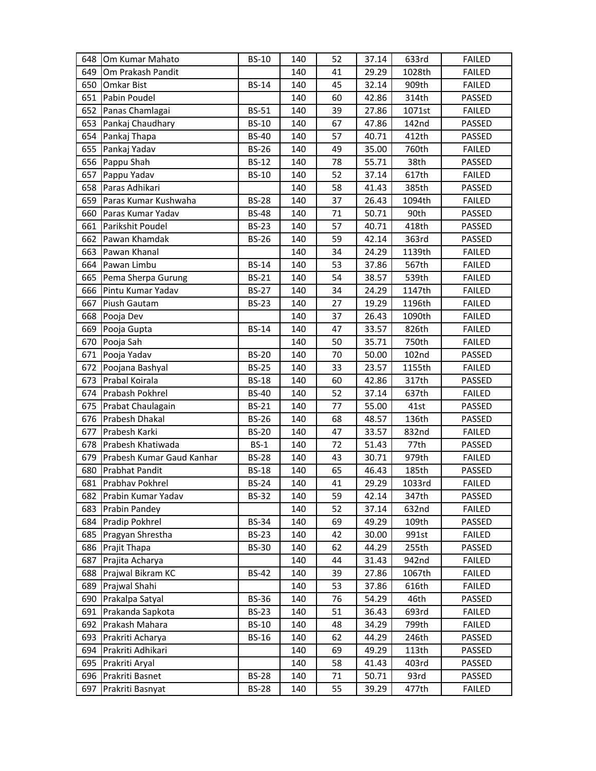| | | | | | | | |
|---|---|---|---|---|---|---|---|
| 648 | Om Kumar Mahato | BS-10 | 140 | 52 | 37.14 | 633rd | FAILED |
| 649 | Om Prakash Pandit | | 140 | 41 | 29.29 | 1028th | FAILED |
| 650 | Omkar Bist | BS-14 | 140 | 45 | 32.14 | 909th | FAILED |
| 651 | Pabin Poudel | | 140 | 60 | 42.86 | 314th | PASSED |
| 652 | Panas Chamlagai | BS-51 | 140 | 39 | 27.86 | 1071st | FAILED |
| 653 | Pankaj Chaudhary | BS-10 | 140 | 67 | 47.86 | 142nd | PASSED |
| 654 | Pankaj Thapa | BS-40 | 140 | 57 | 40.71 | 412th | PASSED |
| 655 | Pankaj Yadav | BS-26 | 140 | 49 | 35.00 | 760th | FAILED |
| 656 | Pappu Shah | BS-12 | 140 | 78 | 55.71 | 38th | PASSED |
| 657 | Pappu Yadav | BS-10 | 140 | 52 | 37.14 | 617th | FAILED |
| 658 | Paras Adhikari | | 140 | 58 | 41.43 | 385th | PASSED |
| 659 | Paras Kumar Kushwaha | BS-28 | 140 | 37 | 26.43 | 1094th | FAILED |
| 660 | Paras Kumar Yadav | BS-48 | 140 | 71 | 50.71 | 90th | PASSED |
| 661 | Parikshit Poudel | BS-23 | 140 | 57 | 40.71 | 418th | PASSED |
| 662 | Pawan Khamdak | BS-26 | 140 | 59 | 42.14 | 363rd | PASSED |
| 663 | Pawan Khanal | | 140 | 34 | 24.29 | 1139th | FAILED |
| 664 | Pawan Limbu | BS-14 | 140 | 53 | 37.86 | 567th | FAILED |
| 665 | Pema Sherpa Gurung | BS-21 | 140 | 54 | 38.57 | 539th | FAILED |
| 666 | Pintu Kumar Yadav | BS-27 | 140 | 34 | 24.29 | 1147th | FAILED |
| 667 | Piush Gautam | BS-23 | 140 | 27 | 19.29 | 1196th | FAILED |
| 668 | Pooja Dev | | 140 | 37 | 26.43 | 1090th | FAILED |
| 669 | Pooja Gupta | BS-14 | 140 | 47 | 33.57 | 826th | FAILED |
| 670 | Pooja Sah | | 140 | 50 | 35.71 | 750th | FAILED |
| 671 | Pooja Yadav | BS-20 | 140 | 70 | 50.00 | 102nd | PASSED |
| 672 | Poojana Bashyal | BS-25 | 140 | 33 | 23.57 | 1155th | FAILED |
| 673 | Prabal Koirala | BS-18 | 140 | 60 | 42.86 | 317th | PASSED |
| 674 | Prabash Pokhrel | BS-40 | 140 | 52 | 37.14 | 637th | FAILED |
| 675 | Prabat Chaulagain | BS-21 | 140 | 77 | 55.00 | 41st | PASSED |
| 676 | Prabesh Dhakal | BS-26 | 140 | 68 | 48.57 | 136th | PASSED |
| 677 | Prabesh Karki | BS-20 | 140 | 47 | 33.57 | 832nd | FAILED |
| 678 | Prabesh Khatiwada | BS-1 | 140 | 72 | 51.43 | 77th | PASSED |
| 679 | Prabesh Kumar Gaud Kanhar | BS-28 | 140 | 43 | 30.71 | 979th | FAILED |
| 680 | Prabhat Pandit | BS-18 | 140 | 65 | 46.43 | 185th | PASSED |
| 681 | Prabhav Pokhrel | BS-24 | 140 | 41 | 29.29 | 1033rd | FAILED |
| 682 | Prabin Kumar Yadav | BS-32 | 140 | 59 | 42.14 | 347th | PASSED |
| 683 | Prabin Pandey | | 140 | 52 | 37.14 | 632nd | FAILED |
| 684 | Pradip Pokhrel | BS-34 | 140 | 69 | 49.29 | 109th | PASSED |
| 685 | Pragyan Shrestha | BS-23 | 140 | 42 | 30.00 | 991st | FAILED |
| 686 | Prajit Thapa | BS-30 | 140 | 62 | 44.29 | 255th | PASSED |
| 687 | Prajita Acharya | | 140 | 44 | 31.43 | 942nd | FAILED |
| 688 | Prajwal Bikram KC | BS-42 | 140 | 39 | 27.86 | 1067th | FAILED |
| 689 | Prajwal Shahi | | 140 | 53 | 37.86 | 616th | FAILED |
| 690 | Prakalpa Satyal | BS-36 | 140 | 76 | 54.29 | 46th | PASSED |
| 691 | Prakanda Sapkota | BS-23 | 140 | 51 | 36.43 | 693rd | FAILED |
| 692 | Prakash Mahara | BS-10 | 140 | 48 | 34.29 | 799th | FAILED |
| 693 | Prakriti Acharya | BS-16 | 140 | 62 | 44.29 | 246th | PASSED |
| 694 | Prakriti Adhikari | | 140 | 69 | 49.29 | 113th | PASSED |
| 695 | Prakriti Aryal | | 140 | 58 | 41.43 | 403rd | PASSED |
| 696 | Prakriti Basnet | BS-28 | 140 | 71 | 50.71 | 93rd | PASSED |
| 697 | Prakriti Basnyat | BS-28 | 140 | 55 | 39.29 | 477th | FAILED |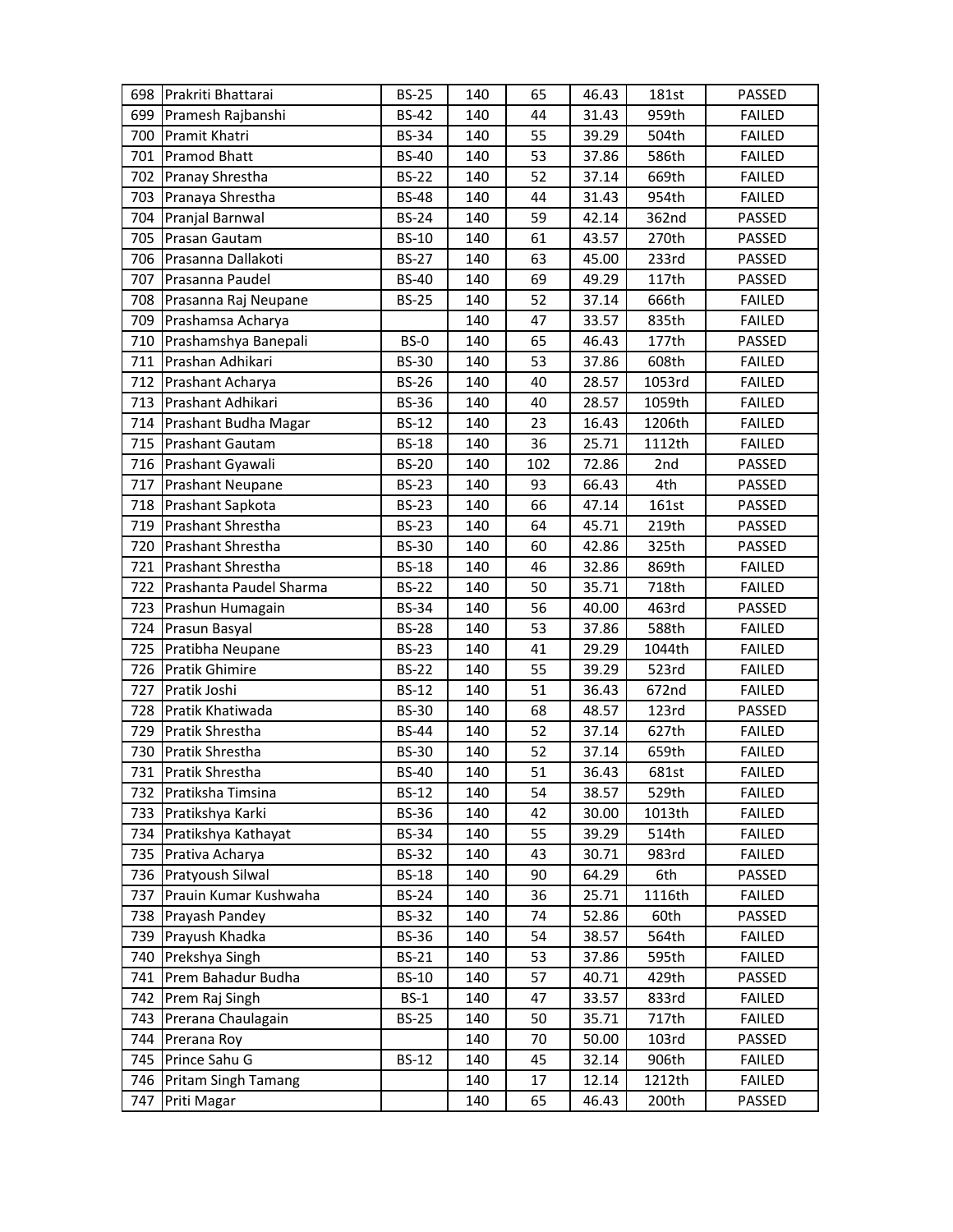| | | | | | | | |
|---|---|---|---|---|---|---|---|
| 698 | Prakriti Bhattarai | BS-25 | 140 | 65 | 46.43 | 181st | PASSED |
| 699 | Pramesh Rajbanshi | BS-42 | 140 | 44 | 31.43 | 959th | FAILED |
| 700 | Pramit Khatri | BS-34 | 140 | 55 | 39.29 | 504th | FAILED |
| 701 | Pramod Bhatt | BS-40 | 140 | 53 | 37.86 | 586th | FAILED |
| 702 | Pranay Shrestha | BS-22 | 140 | 52 | 37.14 | 669th | FAILED |
| 703 | Pranaya Shrestha | BS-48 | 140 | 44 | 31.43 | 954th | FAILED |
| 704 | Pranjal Barnwal | BS-24 | 140 | 59 | 42.14 | 362nd | PASSED |
| 705 | Prasan Gautam | BS-10 | 140 | 61 | 43.57 | 270th | PASSED |
| 706 | Prasanna Dallakoti | BS-27 | 140 | 63 | 45.00 | 233rd | PASSED |
| 707 | Prasanna Paudel | BS-40 | 140 | 69 | 49.29 | 117th | PASSED |
| 708 | Prasanna Raj Neupane | BS-25 | 140 | 52 | 37.14 | 666th | FAILED |
| 709 | Prashamsa Acharya | | 140 | 47 | 33.57 | 835th | FAILED |
| 710 | Prashamshya Banepali | BS-0 | 140 | 65 | 46.43 | 177th | PASSED |
| 711 | Prashan Adhikari | BS-30 | 140 | 53 | 37.86 | 608th | FAILED |
| 712 | Prashant Acharya | BS-26 | 140 | 40 | 28.57 | 1053rd | FAILED |
| 713 | Prashant Adhikari | BS-36 | 140 | 40 | 28.57 | 1059th | FAILED |
| 714 | Prashant Budha Magar | BS-12 | 140 | 23 | 16.43 | 1206th | FAILED |
| 715 | Prashant Gautam | BS-18 | 140 | 36 | 25.71 | 1112th | FAILED |
| 716 | Prashant Gyawali | BS-20 | 140 | 102 | 72.86 | 2nd | PASSED |
| 717 | Prashant Neupane | BS-23 | 140 | 93 | 66.43 | 4th | PASSED |
| 718 | Prashant Sapkota | BS-23 | 140 | 66 | 47.14 | 161st | PASSED |
| 719 | Prashant Shrestha | BS-23 | 140 | 64 | 45.71 | 219th | PASSED |
| 720 | Prashant Shrestha | BS-30 | 140 | 60 | 42.86 | 325th | PASSED |
| 721 | Prashant Shrestha | BS-18 | 140 | 46 | 32.86 | 869th | FAILED |
| 722 | Prashanta Paudel Sharma | BS-22 | 140 | 50 | 35.71 | 718th | FAILED |
| 723 | Prashun Humagain | BS-34 | 140 | 56 | 40.00 | 463rd | PASSED |
| 724 | Prasun Basyal | BS-28 | 140 | 53 | 37.86 | 588th | FAILED |
| 725 | Pratibha Neupane | BS-23 | 140 | 41 | 29.29 | 1044th | FAILED |
| 726 | Pratik Ghimire | BS-22 | 140 | 55 | 39.29 | 523rd | FAILED |
| 727 | Pratik Joshi | BS-12 | 140 | 51 | 36.43 | 672nd | FAILED |
| 728 | Pratik Khatiwada | BS-30 | 140 | 68 | 48.57 | 123rd | PASSED |
| 729 | Pratik Shrestha | BS-44 | 140 | 52 | 37.14 | 627th | FAILED |
| 730 | Pratik Shrestha | BS-30 | 140 | 52 | 37.14 | 659th | FAILED |
| 731 | Pratik Shrestha | BS-40 | 140 | 51 | 36.43 | 681st | FAILED |
| 732 | Pratiksha Timsina | BS-12 | 140 | 54 | 38.57 | 529th | FAILED |
| 733 | Pratikshya Karki | BS-36 | 140 | 42 | 30.00 | 1013th | FAILED |
| 734 | Pratikshya Kathayat | BS-34 | 140 | 55 | 39.29 | 514th | FAILED |
| 735 | Prativa Acharya | BS-32 | 140 | 43 | 30.71 | 983rd | FAILED |
| 736 | Pratyoush Silwal | BS-18 | 140 | 90 | 64.29 | 6th | PASSED |
| 737 | Prauin Kumar Kushwaha | BS-24 | 140 | 36 | 25.71 | 1116th | FAILED |
| 738 | Prayash Pandey | BS-32 | 140 | 74 | 52.86 | 60th | PASSED |
| 739 | Prayush Khadka | BS-36 | 140 | 54 | 38.57 | 564th | FAILED |
| 740 | Prekshya Singh | BS-21 | 140 | 53 | 37.86 | 595th | FAILED |
| 741 | Prem Bahadur Budha | BS-10 | 140 | 57 | 40.71 | 429th | PASSED |
| 742 | Prem Raj Singh | BS-1 | 140 | 47 | 33.57 | 833rd | FAILED |
| 743 | Prerana Chaulagain | BS-25 | 140 | 50 | 35.71 | 717th | FAILED |
| 744 | Prerana Roy | | 140 | 70 | 50.00 | 103rd | PASSED |
| 745 | Prince Sahu G | BS-12 | 140 | 45 | 32.14 | 906th | FAILED |
| 746 | Pritam Singh Tamang | | 140 | 17 | 12.14 | 1212th | FAILED |
| 747 | Priti Magar | | 140 | 65 | 46.43 | 200th | PASSED |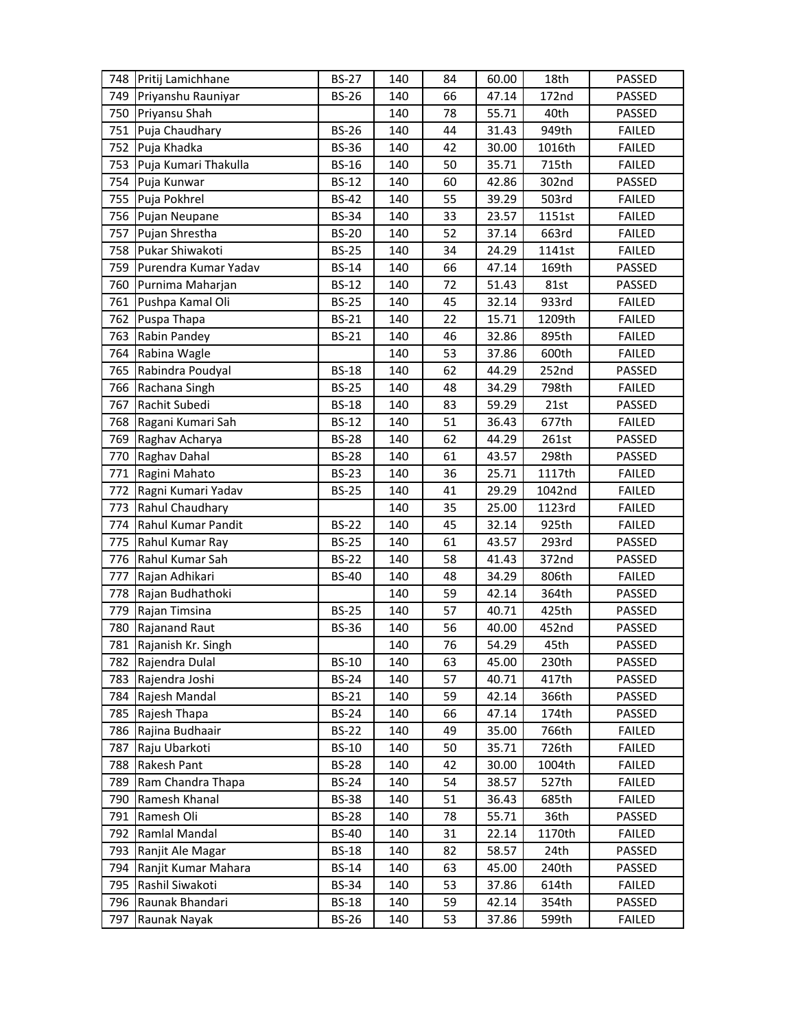| | | | | | | | |
|---|---|---|---|---|---|---|---|
| 748 | Pritij Lamichhane | BS-27 | 140 | 84 | 60.00 | 18th | PASSED |
| 749 | Priyanshu Rauniyar | BS-26 | 140 | 66 | 47.14 | 172nd | PASSED |
| 750 | Priyansu Shah | | 140 | 78 | 55.71 | 40th | PASSED |
| 751 | Puja Chaudhary | BS-26 | 140 | 44 | 31.43 | 949th | FAILED |
| 752 | Puja Khadka | BS-36 | 140 | 42 | 30.00 | 1016th | FAILED |
| 753 | Puja Kumari Thakulla | BS-16 | 140 | 50 | 35.71 | 715th | FAILED |
| 754 | Puja Kunwar | BS-12 | 140 | 60 | 42.86 | 302nd | PASSED |
| 755 | Puja Pokhrel | BS-42 | 140 | 55 | 39.29 | 503rd | FAILED |
| 756 | Pujan Neupane | BS-34 | 140 | 33 | 23.57 | 1151st | FAILED |
| 757 | Pujan Shrestha | BS-20 | 140 | 52 | 37.14 | 663rd | FAILED |
| 758 | Pukar Shiwakoti | BS-25 | 140 | 34 | 24.29 | 1141st | FAILED |
| 759 | Purendra Kumar Yadav | BS-14 | 140 | 66 | 47.14 | 169th | PASSED |
| 760 | Purnima Maharjan | BS-12 | 140 | 72 | 51.43 | 81st | PASSED |
| 761 | Pushpa Kamal Oli | BS-25 | 140 | 45 | 32.14 | 933rd | FAILED |
| 762 | Puspa Thapa | BS-21 | 140 | 22 | 15.71 | 1209th | FAILED |
| 763 | Rabin Pandey | BS-21 | 140 | 46 | 32.86 | 895th | FAILED |
| 764 | Rabina Wagle | | 140 | 53 | 37.86 | 600th | FAILED |
| 765 | Rabindra Poudyal | BS-18 | 140 | 62 | 44.29 | 252nd | PASSED |
| 766 | Rachana Singh | BS-25 | 140 | 48 | 34.29 | 798th | FAILED |
| 767 | Rachit Subedi | BS-18 | 140 | 83 | 59.29 | 21st | PASSED |
| 768 | Ragani Kumari Sah | BS-12 | 140 | 51 | 36.43 | 677th | FAILED |
| 769 | Raghav Acharya | BS-28 | 140 | 62 | 44.29 | 261st | PASSED |
| 770 | Raghav Dahal | BS-28 | 140 | 61 | 43.57 | 298th | PASSED |
| 771 | Ragini Mahato | BS-23 | 140 | 36 | 25.71 | 1117th | FAILED |
| 772 | Ragni Kumari Yadav | BS-25 | 140 | 41 | 29.29 | 1042nd | FAILED |
| 773 | Rahul Chaudhary | | 140 | 35 | 25.00 | 1123rd | FAILED |
| 774 | Rahul Kumar Pandit | BS-22 | 140 | 45 | 32.14 | 925th | FAILED |
| 775 | Rahul Kumar Ray | BS-25 | 140 | 61 | 43.57 | 293rd | PASSED |
| 776 | Rahul Kumar Sah | BS-22 | 140 | 58 | 41.43 | 372nd | PASSED |
| 777 | Rajan Adhikari | BS-40 | 140 | 48 | 34.29 | 806th | FAILED |
| 778 | Rajan Budhathoki | | 140 | 59 | 42.14 | 364th | PASSED |
| 779 | Rajan Timsina | BS-25 | 140 | 57 | 40.71 | 425th | PASSED |
| 780 | Rajanand Raut | BS-36 | 140 | 56 | 40.00 | 452nd | PASSED |
| 781 | Rajanish Kr. Singh | | 140 | 76 | 54.29 | 45th | PASSED |
| 782 | Rajendra Dulal | BS-10 | 140 | 63 | 45.00 | 230th | PASSED |
| 783 | Rajendra Joshi | BS-24 | 140 | 57 | 40.71 | 417th | PASSED |
| 784 | Rajesh Mandal | BS-21 | 140 | 59 | 42.14 | 366th | PASSED |
| 785 | Rajesh Thapa | BS-24 | 140 | 66 | 47.14 | 174th | PASSED |
| 786 | Rajina Budhaair | BS-22 | 140 | 49 | 35.00 | 766th | FAILED |
| 787 | Raju Ubarkoti | BS-10 | 140 | 50 | 35.71 | 726th | FAILED |
| 788 | Rakesh Pant | BS-28 | 140 | 42 | 30.00 | 1004th | FAILED |
| 789 | Ram Chandra Thapa | BS-24 | 140 | 54 | 38.57 | 527th | FAILED |
| 790 | Ramesh Khanal | BS-38 | 140 | 51 | 36.43 | 685th | FAILED |
| 791 | Ramesh Oli | BS-28 | 140 | 78 | 55.71 | 36th | PASSED |
| 792 | Ramlal Mandal | BS-40 | 140 | 31 | 22.14 | 1170th | FAILED |
| 793 | Ranjit Ale Magar | BS-18 | 140 | 82 | 58.57 | 24th | PASSED |
| 794 | Ranjit Kumar Mahara | BS-14 | 140 | 63 | 45.00 | 240th | PASSED |
| 795 | Rashil Siwakoti | BS-34 | 140 | 53 | 37.86 | 614th | FAILED |
| 796 | Raunak Bhandari | BS-18 | 140 | 59 | 42.14 | 354th | PASSED |
| 797 | Raunak Nayak | BS-26 | 140 | 53 | 37.86 | 599th | FAILED |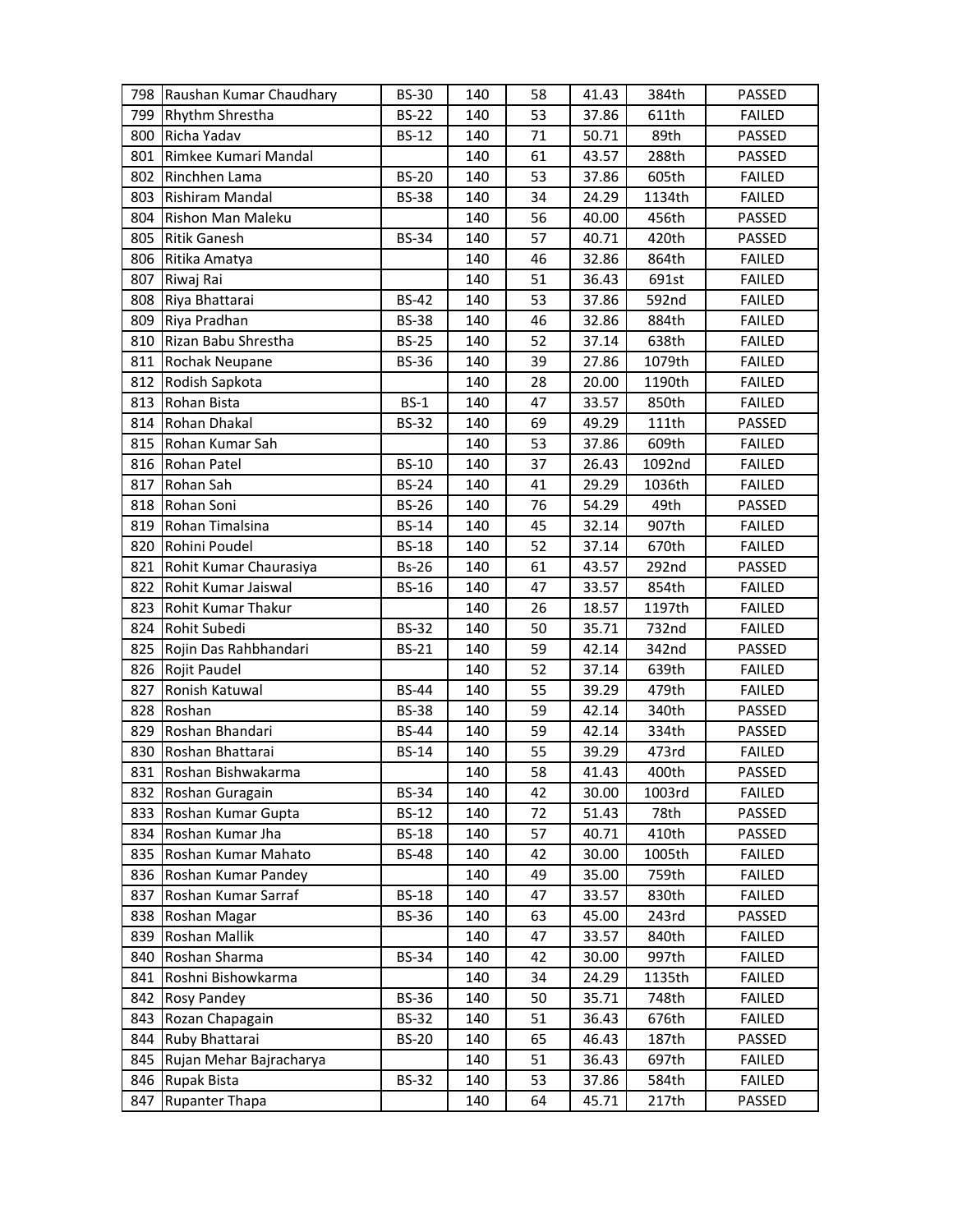| | | | | | | | |
|---|---|---|---|---|---|---|---|
| 798 | Raushan Kumar Chaudhary | BS-30 | 140 | 58 | 41.43 | 384th | PASSED |
| 799 | Rhythm Shrestha | BS-22 | 140 | 53 | 37.86 | 611th | FAILED |
| 800 | Richa Yadav | BS-12 | 140 | 71 | 50.71 | 89th | PASSED |
| 801 | Rimkee Kumari Mandal | | 140 | 61 | 43.57 | 288th | PASSED |
| 802 | Rinchhen Lama | BS-20 | 140 | 53 | 37.86 | 605th | FAILED |
| 803 | Rishiram Mandal | BS-38 | 140 | 34 | 24.29 | 1134th | FAILED |
| 804 | Rishon Man Maleku | | 140 | 56 | 40.00 | 456th | PASSED |
| 805 | Ritik Ganesh | BS-34 | 140 | 57 | 40.71 | 420th | PASSED |
| 806 | Ritika Amatya | | 140 | 46 | 32.86 | 864th | FAILED |
| 807 | Riwaj Rai | | 140 | 51 | 36.43 | 691st | FAILED |
| 808 | Riya Bhattarai | BS-42 | 140 | 53 | 37.86 | 592nd | FAILED |
| 809 | Riya Pradhan | BS-38 | 140 | 46 | 32.86 | 884th | FAILED |
| 810 | Rizan Babu Shrestha | BS-25 | 140 | 52 | 37.14 | 638th | FAILED |
| 811 | Rochak Neupane | BS-36 | 140 | 39 | 27.86 | 1079th | FAILED |
| 812 | Rodish Sapkota | | 140 | 28 | 20.00 | 1190th | FAILED |
| 813 | Rohan Bista | BS-1 | 140 | 47 | 33.57 | 850th | FAILED |
| 814 | Rohan Dhakal | BS-32 | 140 | 69 | 49.29 | 111th | PASSED |
| 815 | Rohan Kumar Sah | | 140 | 53 | 37.86 | 609th | FAILED |
| 816 | Rohan Patel | BS-10 | 140 | 37 | 26.43 | 1092nd | FAILED |
| 817 | Rohan Sah | BS-24 | 140 | 41 | 29.29 | 1036th | FAILED |
| 818 | Rohan Soni | BS-26 | 140 | 76 | 54.29 | 49th | PASSED |
| 819 | Rohan Timalsina | BS-14 | 140 | 45 | 32.14 | 907th | FAILED |
| 820 | Rohini Poudel | BS-18 | 140 | 52 | 37.14 | 670th | FAILED |
| 821 | Rohit Kumar Chaurasiya | Bs-26 | 140 | 61 | 43.57 | 292nd | PASSED |
| 822 | Rohit Kumar Jaiswal | BS-16 | 140 | 47 | 33.57 | 854th | FAILED |
| 823 | Rohit Kumar Thakur | | 140 | 26 | 18.57 | 1197th | FAILED |
| 824 | Rohit Subedi | BS-32 | 140 | 50 | 35.71 | 732nd | FAILED |
| 825 | Rojin Das Rahbhandari | BS-21 | 140 | 59 | 42.14 | 342nd | PASSED |
| 826 | Rojit Paudel | | 140 | 52 | 37.14 | 639th | FAILED |
| 827 | Ronish Katuwal | BS-44 | 140 | 55 | 39.29 | 479th | FAILED |
| 828 | Roshan | BS-38 | 140 | 59 | 42.14 | 340th | PASSED |
| 829 | Roshan Bhandari | BS-44 | 140 | 59 | 42.14 | 334th | PASSED |
| 830 | Roshan Bhattarai | BS-14 | 140 | 55 | 39.29 | 473rd | FAILED |
| 831 | Roshan Bishwakarma | | 140 | 58 | 41.43 | 400th | PASSED |
| 832 | Roshan Guragain | BS-34 | 140 | 42 | 30.00 | 1003rd | FAILED |
| 833 | Roshan Kumar Gupta | BS-12 | 140 | 72 | 51.43 | 78th | PASSED |
| 834 | Roshan Kumar Jha | BS-18 | 140 | 57 | 40.71 | 410th | PASSED |
| 835 | Roshan Kumar Mahato | BS-48 | 140 | 42 | 30.00 | 1005th | FAILED |
| 836 | Roshan Kumar Pandey | | 140 | 49 | 35.00 | 759th | FAILED |
| 837 | Roshan Kumar Sarraf | BS-18 | 140 | 47 | 33.57 | 830th | FAILED |
| 838 | Roshan Magar | BS-36 | 140 | 63 | 45.00 | 243rd | PASSED |
| 839 | Roshan Mallik | | 140 | 47 | 33.57 | 840th | FAILED |
| 840 | Roshan Sharma | BS-34 | 140 | 42 | 30.00 | 997th | FAILED |
| 841 | Roshni Bishowkarma | | 140 | 34 | 24.29 | 1135th | FAILED |
| 842 | Rosy Pandey | BS-36 | 140 | 50 | 35.71 | 748th | FAILED |
| 843 | Rozan Chapagain | BS-32 | 140 | 51 | 36.43 | 676th | FAILED |
| 844 | Ruby Bhattarai | BS-20 | 140 | 65 | 46.43 | 187th | PASSED |
| 845 | Rujan Mehar Bajracharya | | 140 | 51 | 36.43 | 697th | FAILED |
| 846 | Rupak Bista | BS-32 | 140 | 53 | 37.86 | 584th | FAILED |
| 847 | Rupanter Thapa | | 140 | 64 | 45.71 | 217th | PASSED |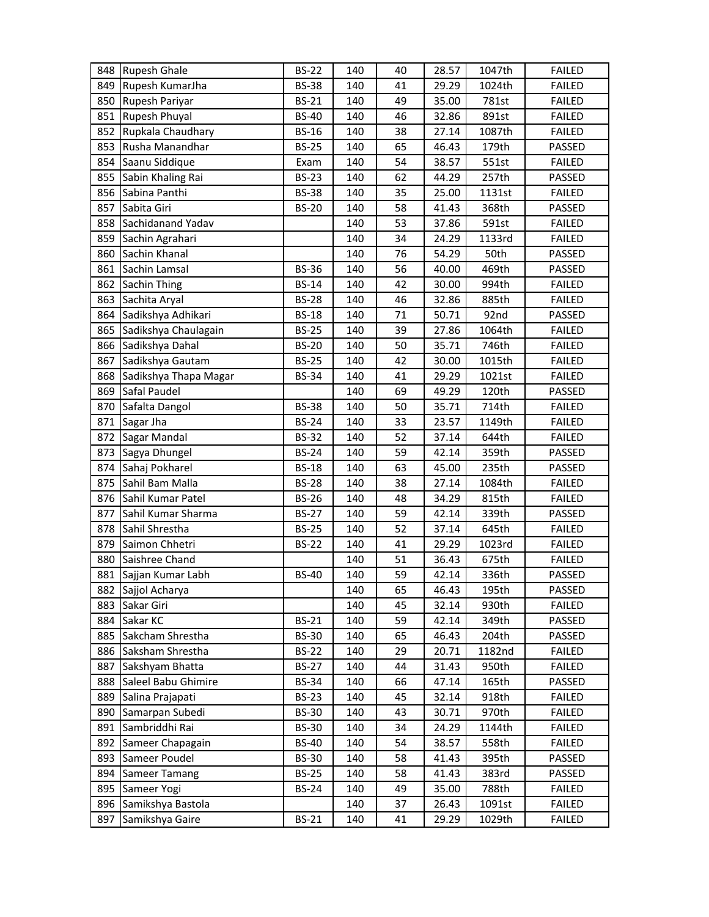| | | | | | | | |
|---|---|---|---|---|---|---|---|
| 848 | Rupesh Ghale | BS-22 | 140 | 40 | 28.57 | 1047th | FAILED |
| 849 | Rupesh KumarJha | BS-38 | 140 | 41 | 29.29 | 1024th | FAILED |
| 850 | Rupesh Pariyar | BS-21 | 140 | 49 | 35.00 | 781st | FAILED |
| 851 | Rupesh Phuyal | BS-40 | 140 | 46 | 32.86 | 891st | FAILED |
| 852 | Rupkala Chaudhary | BS-16 | 140 | 38 | 27.14 | 1087th | FAILED |
| 853 | Rusha Manandhar | BS-25 | 140 | 65 | 46.43 | 179th | PASSED |
| 854 | Saanu Siddique | Exam | 140 | 54 | 38.57 | 551st | FAILED |
| 855 | Sabin Khaling Rai | BS-23 | 140 | 62 | 44.29 | 257th | PASSED |
| 856 | Sabina Panthi | BS-38 | 140 | 35 | 25.00 | 1131st | FAILED |
| 857 | Sabita Giri | BS-20 | 140 | 58 | 41.43 | 368th | PASSED |
| 858 | Sachidanand Yadav | | 140 | 53 | 37.86 | 591st | FAILED |
| 859 | Sachin Agrahari | | 140 | 34 | 24.29 | 1133rd | FAILED |
| 860 | Sachin Khanal | | 140 | 76 | 54.29 | 50th | PASSED |
| 861 | Sachin Lamsal | BS-36 | 140 | 56 | 40.00 | 469th | PASSED |
| 862 | Sachin Thing | BS-14 | 140 | 42 | 30.00 | 994th | FAILED |
| 863 | Sachita Aryal | BS-28 | 140 | 46 | 32.86 | 885th | FAILED |
| 864 | Sadikshya Adhikari | BS-18 | 140 | 71 | 50.71 | 92nd | PASSED |
| 865 | Sadikshya Chaulagain | BS-25 | 140 | 39 | 27.86 | 1064th | FAILED |
| 866 | Sadikshya Dahal | BS-20 | 140 | 50 | 35.71 | 746th | FAILED |
| 867 | Sadikshya Gautam | BS-25 | 140 | 42 | 30.00 | 1015th | FAILED |
| 868 | Sadikshya Thapa Magar | BS-34 | 140 | 41 | 29.29 | 1021st | FAILED |
| 869 | Safal Paudel | | 140 | 69 | 49.29 | 120th | PASSED |
| 870 | Safalta Dangol | BS-38 | 140 | 50 | 35.71 | 714th | FAILED |
| 871 | Sagar Jha | BS-24 | 140 | 33 | 23.57 | 1149th | FAILED |
| 872 | Sagar Mandal | BS-32 | 140 | 52 | 37.14 | 644th | FAILED |
| 873 | Sagya Dhungel | BS-24 | 140 | 59 | 42.14 | 359th | PASSED |
| 874 | Sahaj Pokharel | BS-18 | 140 | 63 | 45.00 | 235th | PASSED |
| 875 | Sahil Bam Malla | BS-28 | 140 | 38 | 27.14 | 1084th | FAILED |
| 876 | Sahil Kumar Patel | BS-26 | 140 | 48 | 34.29 | 815th | FAILED |
| 877 | Sahil Kumar Sharma | BS-27 | 140 | 59 | 42.14 | 339th | PASSED |
| 878 | Sahil Shrestha | BS-25 | 140 | 52 | 37.14 | 645th | FAILED |
| 879 | Saimon Chhetri | BS-22 | 140 | 41 | 29.29 | 1023rd | FAILED |
| 880 | Saishree Chand | | 140 | 51 | 36.43 | 675th | FAILED |
| 881 | Sajjan Kumar Labh | BS-40 | 140 | 59 | 42.14 | 336th | PASSED |
| 882 | Sajjol Acharya | | 140 | 65 | 46.43 | 195th | PASSED |
| 883 | Sakar Giri | | 140 | 45 | 32.14 | 930th | FAILED |
| 884 | Sakar KC | BS-21 | 140 | 59 | 42.14 | 349th | PASSED |
| 885 | Sakcham Shrestha | BS-30 | 140 | 65 | 46.43 | 204th | PASSED |
| 886 | Saksham Shrestha | BS-22 | 140 | 29 | 20.71 | 1182nd | FAILED |
| 887 | Sakshyam Bhatta | BS-27 | 140 | 44 | 31.43 | 950th | FAILED |
| 888 | Saleel Babu Ghimire | BS-34 | 140 | 66 | 47.14 | 165th | PASSED |
| 889 | Salina Prajapati | BS-23 | 140 | 45 | 32.14 | 918th | FAILED |
| 890 | Samarpan Subedi | BS-30 | 140 | 43 | 30.71 | 970th | FAILED |
| 891 | Sambriddhi Rai | BS-30 | 140 | 34 | 24.29 | 1144th | FAILED |
| 892 | Sameer Chapagain | BS-40 | 140 | 54 | 38.57 | 558th | FAILED |
| 893 | Sameer Poudel | BS-30 | 140 | 58 | 41.43 | 395th | PASSED |
| 894 | Sameer Tamang | BS-25 | 140 | 58 | 41.43 | 383rd | PASSED |
| 895 | Sameer Yogi | BS-24 | 140 | 49 | 35.00 | 788th | FAILED |
| 896 | Samikshya Bastola | | 140 | 37 | 26.43 | 1091st | FAILED |
| 897 | Samikshya Gaire | BS-21 | 140 | 41 | 29.29 | 1029th | FAILED |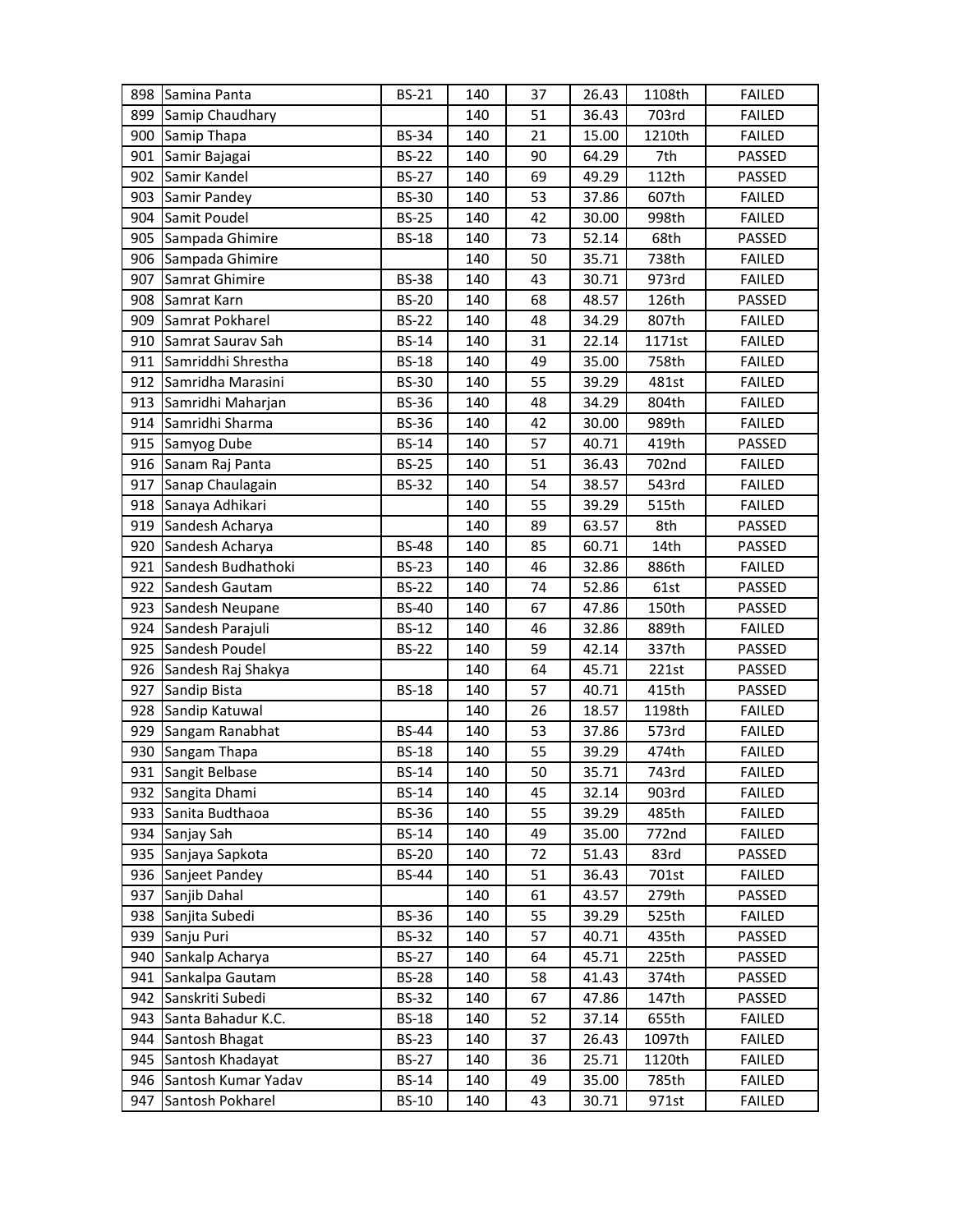| | | | | | | | |
|---|---|---|---|---|---|---|---|
| 898 | Samina Panta | BS-21 | 140 | 37 | 26.43 | 1108th | FAILED |
| 899 | Samip Chaudhary | | 140 | 51 | 36.43 | 703rd | FAILED |
| 900 | Samip Thapa | BS-34 | 140 | 21 | 15.00 | 1210th | FAILED |
| 901 | Samir Bajagai | BS-22 | 140 | 90 | 64.29 | 7th | PASSED |
| 902 | Samir Kandel | BS-27 | 140 | 69 | 49.29 | 112th | PASSED |
| 903 | Samir Pandey | BS-30 | 140 | 53 | 37.86 | 607th | FAILED |
| 904 | Samit Poudel | BS-25 | 140 | 42 | 30.00 | 998th | FAILED |
| 905 | Sampada Ghimire | BS-18 | 140 | 73 | 52.14 | 68th | PASSED |
| 906 | Sampada Ghimire | | 140 | 50 | 35.71 | 738th | FAILED |
| 907 | Samrat Ghimire | BS-38 | 140 | 43 | 30.71 | 973rd | FAILED |
| 908 | Samrat Karn | BS-20 | 140 | 68 | 48.57 | 126th | PASSED |
| 909 | Samrat Pokharel | BS-22 | 140 | 48 | 34.29 | 807th | FAILED |
| 910 | Samrat Saurav Sah | BS-14 | 140 | 31 | 22.14 | 1171st | FAILED |
| 911 | Samriddhi Shrestha | BS-18 | 140 | 49 | 35.00 | 758th | FAILED |
| 912 | Samridha Marasini | BS-30 | 140 | 55 | 39.29 | 481st | FAILED |
| 913 | Samridhi Maharjan | BS-36 | 140 | 48 | 34.29 | 804th | FAILED |
| 914 | Samridhi Sharma | BS-36 | 140 | 42 | 30.00 | 989th | FAILED |
| 915 | Samyog Dube | BS-14 | 140 | 57 | 40.71 | 419th | PASSED |
| 916 | Sanam Raj Panta | BS-25 | 140 | 51 | 36.43 | 702nd | FAILED |
| 917 | Sanap Chaulagain | BS-32 | 140 | 54 | 38.57 | 543rd | FAILED |
| 918 | Sanaya Adhikari | | 140 | 55 | 39.29 | 515th | FAILED |
| 919 | Sandesh Acharya | | 140 | 89 | 63.57 | 8th | PASSED |
| 920 | Sandesh Acharya | BS-48 | 140 | 85 | 60.71 | 14th | PASSED |
| 921 | Sandesh Budhathoki | BS-23 | 140 | 46 | 32.86 | 886th | FAILED |
| 922 | Sandesh Gautam | BS-22 | 140 | 74 | 52.86 | 61st | PASSED |
| 923 | Sandesh Neupane | BS-40 | 140 | 67 | 47.86 | 150th | PASSED |
| 924 | Sandesh Parajuli | BS-12 | 140 | 46 | 32.86 | 889th | FAILED |
| 925 | Sandesh Poudel | BS-22 | 140 | 59 | 42.14 | 337th | PASSED |
| 926 | Sandesh Raj Shakya | | 140 | 64 | 45.71 | 221st | PASSED |
| 927 | Sandip Bista | BS-18 | 140 | 57 | 40.71 | 415th | PASSED |
| 928 | Sandip Katuwal | | 140 | 26 | 18.57 | 1198th | FAILED |
| 929 | Sangam Ranabhat | BS-44 | 140 | 53 | 37.86 | 573rd | FAILED |
| 930 | Sangam Thapa | BS-18 | 140 | 55 | 39.29 | 474th | FAILED |
| 931 | Sangit Belbase | BS-14 | 140 | 50 | 35.71 | 743rd | FAILED |
| 932 | Sangita Dhami | BS-14 | 140 | 45 | 32.14 | 903rd | FAILED |
| 933 | Sanita Budthaoa | BS-36 | 140 | 55 | 39.29 | 485th | FAILED |
| 934 | Sanjay Sah | BS-14 | 140 | 49 | 35.00 | 772nd | FAILED |
| 935 | Sanjaya Sapkota | BS-20 | 140 | 72 | 51.43 | 83rd | PASSED |
| 936 | Sanjeet Pandey | BS-44 | 140 | 51 | 36.43 | 701st | FAILED |
| 937 | Sanjib Dahal | | 140 | 61 | 43.57 | 279th | PASSED |
| 938 | Sanjita Subedi | BS-36 | 140 | 55 | 39.29 | 525th | FAILED |
| 939 | Sanju Puri | BS-32 | 140 | 57 | 40.71 | 435th | PASSED |
| 940 | Sankalp Acharya | BS-27 | 140 | 64 | 45.71 | 225th | PASSED |
| 941 | Sankalpa Gautam | BS-28 | 140 | 58 | 41.43 | 374th | PASSED |
| 942 | Sanskriti Subedi | BS-32 | 140 | 67 | 47.86 | 147th | PASSED |
| 943 | Santa Bahadur K.C. | BS-18 | 140 | 52 | 37.14 | 655th | FAILED |
| 944 | Santosh Bhagat | BS-23 | 140 | 37 | 26.43 | 1097th | FAILED |
| 945 | Santosh Khadayat | BS-27 | 140 | 36 | 25.71 | 1120th | FAILED |
| 946 | Santosh Kumar Yadav | BS-14 | 140 | 49 | 35.00 | 785th | FAILED |
| 947 | Santosh Pokharel | BS-10 | 140 | 43 | 30.71 | 971st | FAILED |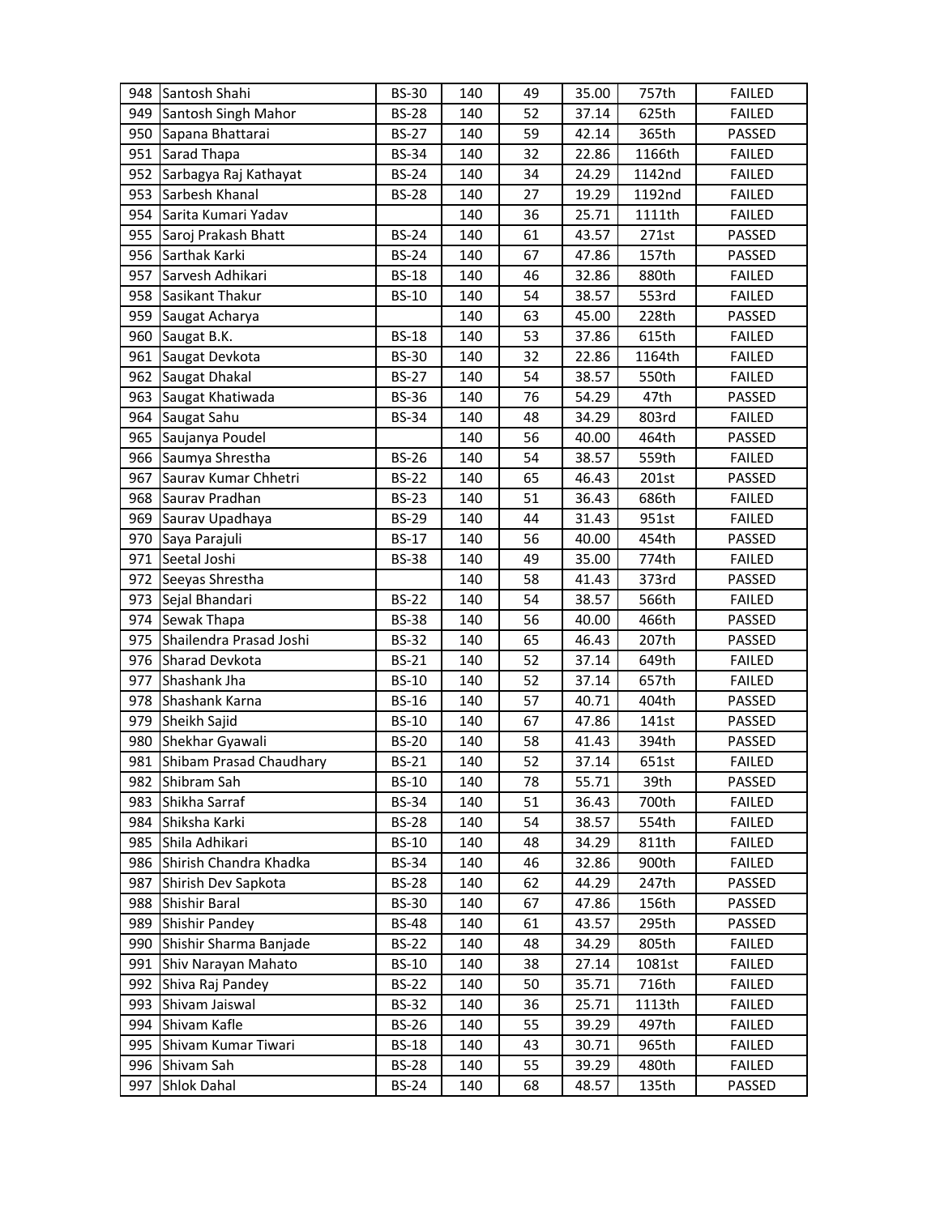| | | | | | | | |
|---|---|---|---|---|---|---|---|
| 948 | Santosh Shahi | BS-30 | 140 | 49 | 35.00 | 757th | FAILED |
| 949 | Santosh Singh Mahor | BS-28 | 140 | 52 | 37.14 | 625th | FAILED |
| 950 | Sapana Bhattarai | BS-27 | 140 | 59 | 42.14 | 365th | PASSED |
| 951 | Sarad Thapa | BS-34 | 140 | 32 | 22.86 | 1166th | FAILED |
| 952 | Sarbagya Raj Kathayat | BS-24 | 140 | 34 | 24.29 | 1142nd | FAILED |
| 953 | Sarbesh Khanal | BS-28 | 140 | 27 | 19.29 | 1192nd | FAILED |
| 954 | Sarita Kumari Yadav | | 140 | 36 | 25.71 | 1111th | FAILED |
| 955 | Saroj Prakash Bhatt | BS-24 | 140 | 61 | 43.57 | 271st | PASSED |
| 956 | Sarthak Karki | BS-24 | 140 | 67 | 47.86 | 157th | PASSED |
| 957 | Sarvesh Adhikari | BS-18 | 140 | 46 | 32.86 | 880th | FAILED |
| 958 | Sasikant Thakur | BS-10 | 140 | 54 | 38.57 | 553rd | FAILED |
| 959 | Saugat Acharya | | 140 | 63 | 45.00 | 228th | PASSED |
| 960 | Saugat B.K. | BS-18 | 140 | 53 | 37.86 | 615th | FAILED |
| 961 | Saugat Devkota | BS-30 | 140 | 32 | 22.86 | 1164th | FAILED |
| 962 | Saugat Dhakal | BS-27 | 140 | 54 | 38.57 | 550th | FAILED |
| 963 | Saugat Khatiwada | BS-36 | 140 | 76 | 54.29 | 47th | PASSED |
| 964 | Saugat Sahu | BS-34 | 140 | 48 | 34.29 | 803rd | FAILED |
| 965 | Saujanya Poudel | | 140 | 56 | 40.00 | 464th | PASSED |
| 966 | Saumya Shrestha | BS-26 | 140 | 54 | 38.57 | 559th | FAILED |
| 967 | Saurav Kumar Chhetri | BS-22 | 140 | 65 | 46.43 | 201st | PASSED |
| 968 | Saurav Pradhan | BS-23 | 140 | 51 | 36.43 | 686th | FAILED |
| 969 | Saurav Upadhaya | BS-29 | 140 | 44 | 31.43 | 951st | FAILED |
| 970 | Saya Parajuli | BS-17 | 140 | 56 | 40.00 | 454th | PASSED |
| 971 | Seetal Joshi | BS-38 | 140 | 49 | 35.00 | 774th | FAILED |
| 972 | Seeyas Shrestha | | 140 | 58 | 41.43 | 373rd | PASSED |
| 973 | Sejal Bhandari | BS-22 | 140 | 54 | 38.57 | 566th | FAILED |
| 974 | Sewak Thapa | BS-38 | 140 | 56 | 40.00 | 466th | PASSED |
| 975 | Shailendra Prasad Joshi | BS-32 | 140 | 65 | 46.43 | 207th | PASSED |
| 976 | Sharad Devkota | BS-21 | 140 | 52 | 37.14 | 649th | FAILED |
| 977 | Shashank Jha | BS-10 | 140 | 52 | 37.14 | 657th | FAILED |
| 978 | Shashank Karna | BS-16 | 140 | 57 | 40.71 | 404th | PASSED |
| 979 | Sheikh Sajid | BS-10 | 140 | 67 | 47.86 | 141st | PASSED |
| 980 | Shekhar Gyawali | BS-20 | 140 | 58 | 41.43 | 394th | PASSED |
| 981 | Shibam Prasad Chaudhary | BS-21 | 140 | 52 | 37.14 | 651st | FAILED |
| 982 | Shibram Sah | BS-10 | 140 | 78 | 55.71 | 39th | PASSED |
| 983 | Shikha Sarraf | BS-34 | 140 | 51 | 36.43 | 700th | FAILED |
| 984 | Shiksha Karki | BS-28 | 140 | 54 | 38.57 | 554th | FAILED |
| 985 | Shila Adhikari | BS-10 | 140 | 48 | 34.29 | 811th | FAILED |
| 986 | Shirish Chandra Khadka | BS-34 | 140 | 46 | 32.86 | 900th | FAILED |
| 987 | Shirish Dev Sapkota | BS-28 | 140 | 62 | 44.29 | 247th | PASSED |
| 988 | Shishir Baral | BS-30 | 140 | 67 | 47.86 | 156th | PASSED |
| 989 | Shishir Pandey | BS-48 | 140 | 61 | 43.57 | 295th | PASSED |
| 990 | Shishir Sharma Banjade | BS-22 | 140 | 48 | 34.29 | 805th | FAILED |
| 991 | Shiv Narayan Mahato | BS-10 | 140 | 38 | 27.14 | 1081st | FAILED |
| 992 | Shiva Raj Pandey | BS-22 | 140 | 50 | 35.71 | 716th | FAILED |
| 993 | Shivam Jaiswal | BS-32 | 140 | 36 | 25.71 | 1113th | FAILED |
| 994 | Shivam Kafle | BS-26 | 140 | 55 | 39.29 | 497th | FAILED |
| 995 | Shivam Kumar Tiwari | BS-18 | 140 | 43 | 30.71 | 965th | FAILED |
| 996 | Shivam Sah | BS-28 | 140 | 55 | 39.29 | 480th | FAILED |
| 997 | Shlok Dahal | BS-24 | 140 | 68 | 48.57 | 135th | PASSED |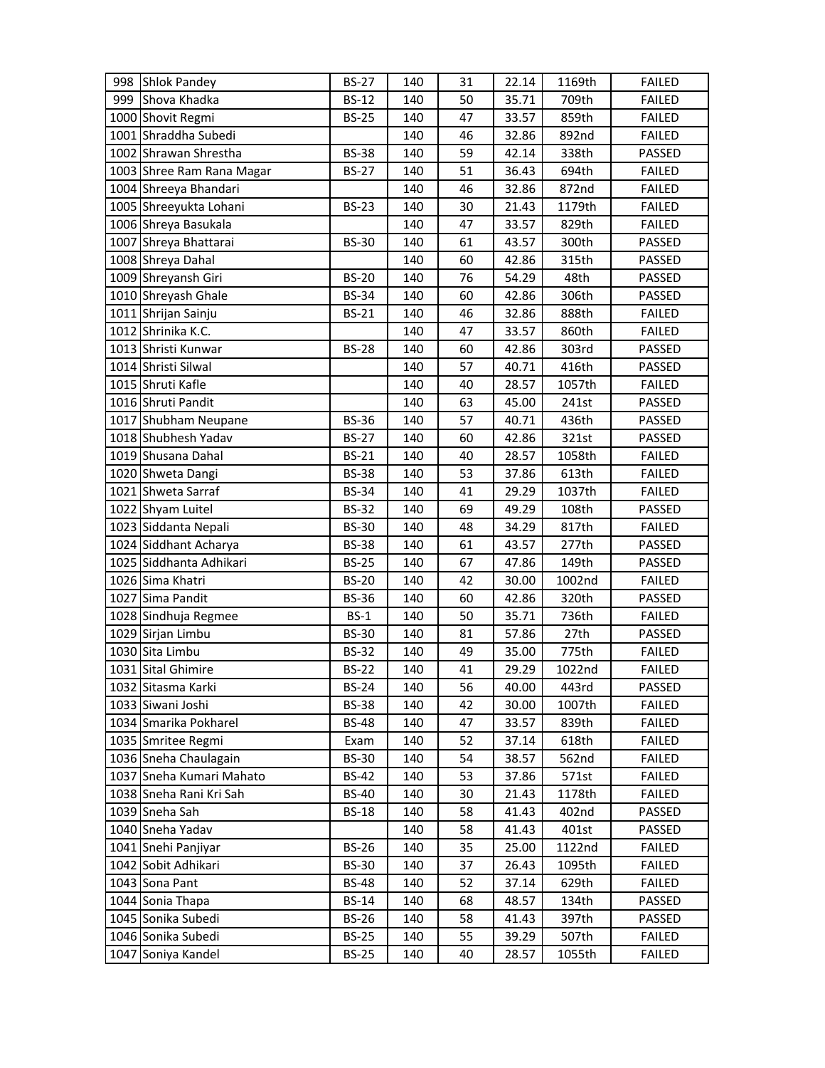| 998 | Shlok Pandey | BS-27 | 140 | 31 | 22.14 | 1169th | FAILED |
|---|---|---|---|---|---|---|---|
| 999 | Shova Khadka | BS-12 | 140 | 50 | 35.71 | 709th | FAILED |
| 1000 | Shovit Regmi | BS-25 | 140 | 47 | 33.57 | 859th | FAILED |
| 1001 | Shraddha Subedi | | 140 | 46 | 32.86 | 892nd | FAILED |
| 1002 | Shrawan Shrestha | BS-38 | 140 | 59 | 42.14 | 338th | PASSED |
| 1003 | Shree Ram Rana Magar | BS-27 | 140 | 51 | 36.43 | 694th | FAILED |
| 1004 | Shreeya Bhandari | | 140 | 46 | 32.86 | 872nd | FAILED |
| 1005 | Shreeyukta Lohani | BS-23 | 140 | 30 | 21.43 | 1179th | FAILED |
| 1006 | Shreya Basukala | | 140 | 47 | 33.57 | 829th | FAILED |
| 1007 | Shreya Bhattarai | BS-30 | 140 | 61 | 43.57 | 300th | PASSED |
| 1008 | Shreya Dahal | | 140 | 60 | 42.86 | 315th | PASSED |
| 1009 | Shreyansh Giri | BS-20 | 140 | 76 | 54.29 | 48th | PASSED |
| 1010 | Shreyash Ghale | BS-34 | 140 | 60 | 42.86 | 306th | PASSED |
| 1011 | Shrijan Sainju | BS-21 | 140 | 46 | 32.86 | 888th | FAILED |
| 1012 | Shrinika K.C. | | 140 | 47 | 33.57 | 860th | FAILED |
| 1013 | Shristi Kunwar | BS-28 | 140 | 60 | 42.86 | 303rd | PASSED |
| 1014 | Shristi Silwal | | 140 | 57 | 40.71 | 416th | PASSED |
| 1015 | Shruti Kafle | | 140 | 40 | 28.57 | 1057th | FAILED |
| 1016 | Shruti Pandit | | 140 | 63 | 45.00 | 241st | PASSED |
| 1017 | Shubham Neupane | BS-36 | 140 | 57 | 40.71 | 436th | PASSED |
| 1018 | Shubhesh Yadav | BS-27 | 140 | 60 | 42.86 | 321st | PASSED |
| 1019 | Shusana Dahal | BS-21 | 140 | 40 | 28.57 | 1058th | FAILED |
| 1020 | Shweta Dangi | BS-38 | 140 | 53 | 37.86 | 613th | FAILED |
| 1021 | Shweta Sarraf | BS-34 | 140 | 41 | 29.29 | 1037th | FAILED |
| 1022 | Shyam Luitel | BS-32 | 140 | 69 | 49.29 | 108th | PASSED |
| 1023 | Siddanta Nepali | BS-30 | 140 | 48 | 34.29 | 817th | FAILED |
| 1024 | Siddhant Acharya | BS-38 | 140 | 61 | 43.57 | 277th | PASSED |
| 1025 | Siddhanta Adhikari | BS-25 | 140 | 67 | 47.86 | 149th | PASSED |
| 1026 | Sima Khatri | BS-20 | 140 | 42 | 30.00 | 1002nd | FAILED |
| 1027 | Sima Pandit | BS-36 | 140 | 60 | 42.86 | 320th | PASSED |
| 1028 | Sindhuja Regmee | BS-1 | 140 | 50 | 35.71 | 736th | FAILED |
| 1029 | Sirjan Limbu | BS-30 | 140 | 81 | 57.86 | 27th | PASSED |
| 1030 | Sita Limbu | BS-32 | 140 | 49 | 35.00 | 775th | FAILED |
| 1031 | Sital Ghimire | BS-22 | 140 | 41 | 29.29 | 1022nd | FAILED |
| 1032 | Sitasma Karki | BS-24 | 140 | 56 | 40.00 | 443rd | PASSED |
| 1033 | Siwani Joshi | BS-38 | 140 | 42 | 30.00 | 1007th | FAILED |
| 1034 | Smarika Pokharel | BS-48 | 140 | 47 | 33.57 | 839th | FAILED |
| 1035 | Smritee Regmi | Exam | 140 | 52 | 37.14 | 618th | FAILED |
| 1036 | Sneha Chaulagain | BS-30 | 140 | 54 | 38.57 | 562nd | FAILED |
| 1037 | Sneha Kumari Mahato | BS-42 | 140 | 53 | 37.86 | 571st | FAILED |
| 1038 | Sneha Rani Kri Sah | BS-40 | 140 | 30 | 21.43 | 1178th | FAILED |
| 1039 | Sneha Sah | BS-18 | 140 | 58 | 41.43 | 402nd | PASSED |
| 1040 | Sneha Yadav | | 140 | 58 | 41.43 | 401st | PASSED |
| 1041 | Snehi Panjiyar | BS-26 | 140 | 35 | 25.00 | 1122nd | FAILED |
| 1042 | Sobit Adhikari | BS-30 | 140 | 37 | 26.43 | 1095th | FAILED |
| 1043 | Sona Pant | BS-48 | 140 | 52 | 37.14 | 629th | FAILED |
| 1044 | Sonia Thapa | BS-14 | 140 | 68 | 48.57 | 134th | PASSED |
| 1045 | Sonika Subedi | BS-26 | 140 | 58 | 41.43 | 397th | PASSED |
| 1046 | Sonika Subedi | BS-25 | 140 | 55 | 39.29 | 507th | FAILED |
| 1047 | Soniya Kandel | BS-25 | 140 | 40 | 28.57 | 1055th | FAILED |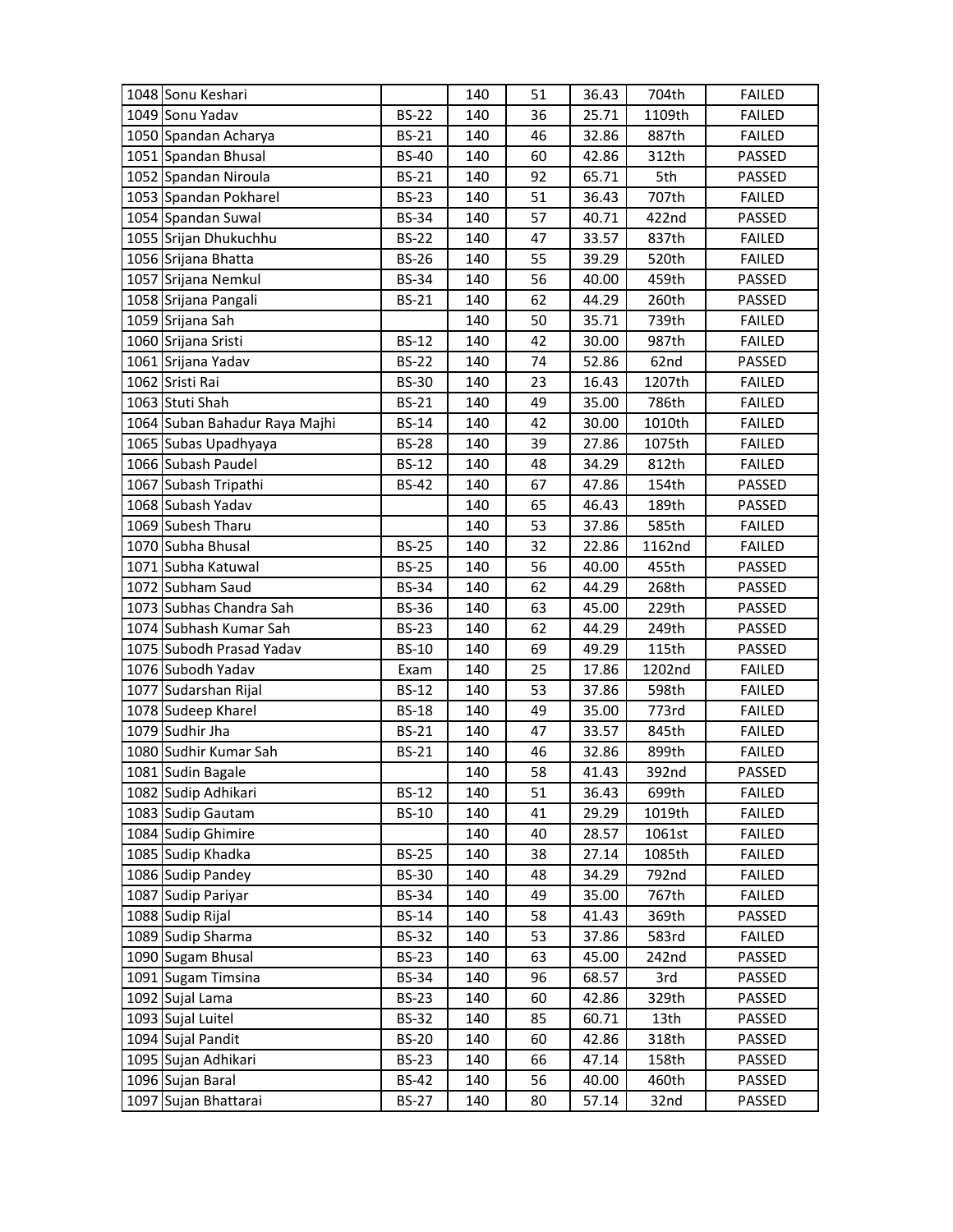| | | | | | | | |
|---|---|---|---|---|---|---|---|
| 1048 | Sonu Keshari | | 140 | 51 | 36.43 | 704th | FAILED |
| 1049 | Sonu Yadav | BS-22 | 140 | 36 | 25.71 | 1109th | FAILED |
| 1050 | Spandan Acharya | BS-21 | 140 | 46 | 32.86 | 887th | FAILED |
| 1051 | Spandan Bhusal | BS-40 | 140 | 60 | 42.86 | 312th | PASSED |
| 1052 | Spandan Niroula | BS-21 | 140 | 92 | 65.71 | 5th | PASSED |
| 1053 | Spandan Pokharel | BS-23 | 140 | 51 | 36.43 | 707th | FAILED |
| 1054 | Spandan Suwal | BS-34 | 140 | 57 | 40.71 | 422nd | PASSED |
| 1055 | Srijan Dhukuchhu | BS-22 | 140 | 47 | 33.57 | 837th | FAILED |
| 1056 | Srijana Bhatta | BS-26 | 140 | 55 | 39.29 | 520th | FAILED |
| 1057 | Srijana Nemkul | BS-34 | 140 | 56 | 40.00 | 459th | PASSED |
| 1058 | Srijana Pangali | BS-21 | 140 | 62 | 44.29 | 260th | PASSED |
| 1059 | Srijana Sah | | 140 | 50 | 35.71 | 739th | FAILED |
| 1060 | Srijana Sristi | BS-12 | 140 | 42 | 30.00 | 987th | FAILED |
| 1061 | Srijana Yadav | BS-22 | 140 | 74 | 52.86 | 62nd | PASSED |
| 1062 | Sristi Rai | BS-30 | 140 | 23 | 16.43 | 1207th | FAILED |
| 1063 | Stuti Shah | BS-21 | 140 | 49 | 35.00 | 786th | FAILED |
| 1064 | Suban Bahadur Raya Majhi | BS-14 | 140 | 42 | 30.00 | 1010th | FAILED |
| 1065 | Subas Upadhyaya | BS-28 | 140 | 39 | 27.86 | 1075th | FAILED |
| 1066 | Subash Paudel | BS-12 | 140 | 48 | 34.29 | 812th | FAILED |
| 1067 | Subash Tripathi | BS-42 | 140 | 67 | 47.86 | 154th | PASSED |
| 1068 | Subash Yadav | | 140 | 65 | 46.43 | 189th | PASSED |
| 1069 | Subesh Tharu | | 140 | 53 | 37.86 | 585th | FAILED |
| 1070 | Subha Bhusal | BS-25 | 140 | 32 | 22.86 | 1162nd | FAILED |
| 1071 | Subha Katuwal | BS-25 | 140 | 56 | 40.00 | 455th | PASSED |
| 1072 | Subham Saud | BS-34 | 140 | 62 | 44.29 | 268th | PASSED |
| 1073 | Subhas Chandra Sah | BS-36 | 140 | 63 | 45.00 | 229th | PASSED |
| 1074 | Subhash Kumar Sah | BS-23 | 140 | 62 | 44.29 | 249th | PASSED |
| 1075 | Subodh Prasad Yadav | BS-10 | 140 | 69 | 49.29 | 115th | PASSED |
| 1076 | Subodh Yadav | Exam | 140 | 25 | 17.86 | 1202nd | FAILED |
| 1077 | Sudarshan Rijal | BS-12 | 140 | 53 | 37.86 | 598th | FAILED |
| 1078 | Sudeep Kharel | BS-18 | 140 | 49 | 35.00 | 773rd | FAILED |
| 1079 | Sudhir Jha | BS-21 | 140 | 47 | 33.57 | 845th | FAILED |
| 1080 | Sudhir Kumar Sah | BS-21 | 140 | 46 | 32.86 | 899th | FAILED |
| 1081 | Sudin Bagale | | 140 | 58 | 41.43 | 392nd | PASSED |
| 1082 | Sudip Adhikari | BS-12 | 140 | 51 | 36.43 | 699th | FAILED |
| 1083 | Sudip Gautam | BS-10 | 140 | 41 | 29.29 | 1019th | FAILED |
| 1084 | Sudip Ghimire | | 140 | 40 | 28.57 | 1061st | FAILED |
| 1085 | Sudip Khadka | BS-25 | 140 | 38 | 27.14 | 1085th | FAILED |
| 1086 | Sudip Pandey | BS-30 | 140 | 48 | 34.29 | 792nd | FAILED |
| 1087 | Sudip Pariyar | BS-34 | 140 | 49 | 35.00 | 767th | FAILED |
| 1088 | Sudip Rijal | BS-14 | 140 | 58 | 41.43 | 369th | PASSED |
| 1089 | Sudip Sharma | BS-32 | 140 | 53 | 37.86 | 583rd | FAILED |
| 1090 | Sugam Bhusal | BS-23 | 140 | 63 | 45.00 | 242nd | PASSED |
| 1091 | Sugam Timsina | BS-34 | 140 | 96 | 68.57 | 3rd | PASSED |
| 1092 | Sujal Lama | BS-23 | 140 | 60 | 42.86 | 329th | PASSED |
| 1093 | Sujal Luitel | BS-32 | 140 | 85 | 60.71 | 13th | PASSED |
| 1094 | Sujal Pandit | BS-20 | 140 | 60 | 42.86 | 318th | PASSED |
| 1095 | Sujan Adhikari | BS-23 | 140 | 66 | 47.14 | 158th | PASSED |
| 1096 | Sujan Baral | BS-42 | 140 | 56 | 40.00 | 460th | PASSED |
| 1097 | Sujan Bhattarai | BS-27 | 140 | 80 | 57.14 | 32nd | PASSED |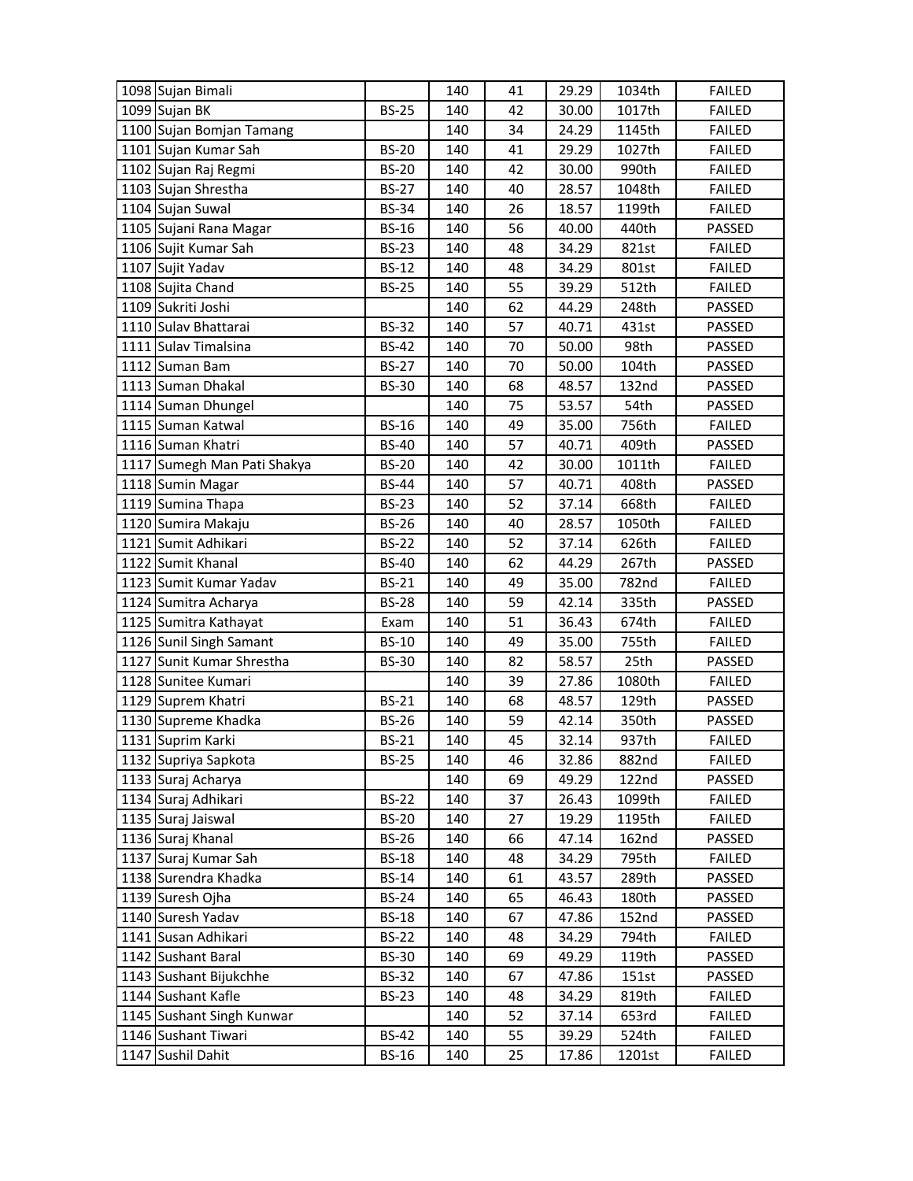| | | | | | | | |
|---|---|---|---|---|---|---|---|
| 1098 | Sujan Bimali | | 140 | 41 | 29.29 | 1034th | FAILED |
| 1099 | Sujan BK | BS-25 | 140 | 42 | 30.00 | 1017th | FAILED |
| 1100 | Sujan Bomjan Tamang | | 140 | 34 | 24.29 | 1145th | FAILED |
| 1101 | Sujan Kumar Sah | BS-20 | 140 | 41 | 29.29 | 1027th | FAILED |
| 1102 | Sujan Raj Regmi | BS-20 | 140 | 42 | 30.00 | 990th | FAILED |
| 1103 | Sujan Shrestha | BS-27 | 140 | 40 | 28.57 | 1048th | FAILED |
| 1104 | Sujan Suwal | BS-34 | 140 | 26 | 18.57 | 1199th | FAILED |
| 1105 | Sujani Rana Magar | BS-16 | 140 | 56 | 40.00 | 440th | PASSED |
| 1106 | Sujit Kumar Sah | BS-23 | 140 | 48 | 34.29 | 821st | FAILED |
| 1107 | Sujit Yadav | BS-12 | 140 | 48 | 34.29 | 801st | FAILED |
| 1108 | Sujita Chand | BS-25 | 140 | 55 | 39.29 | 512th | FAILED |
| 1109 | Sukriti Joshi | | 140 | 62 | 44.29 | 248th | PASSED |
| 1110 | Sulav Bhattarai | BS-32 | 140 | 57 | 40.71 | 431st | PASSED |
| 1111 | Sulav Timalsina | BS-42 | 140 | 70 | 50.00 | 98th | PASSED |
| 1112 | Suman Bam | BS-27 | 140 | 70 | 50.00 | 104th | PASSED |
| 1113 | Suman Dhakal | BS-30 | 140 | 68 | 48.57 | 132nd | PASSED |
| 1114 | Suman Dhungel | | 140 | 75 | 53.57 | 54th | PASSED |
| 1115 | Suman Katwal | BS-16 | 140 | 49 | 35.00 | 756th | FAILED |
| 1116 | Suman Khatri | BS-40 | 140 | 57 | 40.71 | 409th | PASSED |
| 1117 | Sumegh Man Pati Shakya | BS-20 | 140 | 42 | 30.00 | 1011th | FAILED |
| 1118 | Sumin Magar | BS-44 | 140 | 57 | 40.71 | 408th | PASSED |
| 1119 | Sumina Thapa | BS-23 | 140 | 52 | 37.14 | 668th | FAILED |
| 1120 | Sumira Makaju | BS-26 | 140 | 40 | 28.57 | 1050th | FAILED |
| 1121 | Sumit Adhikari | BS-22 | 140 | 52 | 37.14 | 626th | FAILED |
| 1122 | Sumit Khanal | BS-40 | 140 | 62 | 44.29 | 267th | PASSED |
| 1123 | Sumit Kumar Yadav | BS-21 | 140 | 49 | 35.00 | 782nd | FAILED |
| 1124 | Sumitra Acharya | BS-28 | 140 | 59 | 42.14 | 335th | PASSED |
| 1125 | Sumitra Kathayat | Exam | 140 | 51 | 36.43 | 674th | FAILED |
| 1126 | Sunil Singh Samant | BS-10 | 140 | 49 | 35.00 | 755th | FAILED |
| 1127 | Sunit Kumar Shrestha | BS-30 | 140 | 82 | 58.57 | 25th | PASSED |
| 1128 | Sunitee Kumari | | 140 | 39 | 27.86 | 1080th | FAILED |
| 1129 | Suprem Khatri | BS-21 | 140 | 68 | 48.57 | 129th | PASSED |
| 1130 | Supreme Khadka | BS-26 | 140 | 59 | 42.14 | 350th | PASSED |
| 1131 | Suprim Karki | BS-21 | 140 | 45 | 32.14 | 937th | FAILED |
| 1132 | Supriya Sapkota | BS-25 | 140 | 46 | 32.86 | 882nd | FAILED |
| 1133 | Suraj Acharya | | 140 | 69 | 49.29 | 122nd | PASSED |
| 1134 | Suraj Adhikari | BS-22 | 140 | 37 | 26.43 | 1099th | FAILED |
| 1135 | Suraj Jaiswal | BS-20 | 140 | 27 | 19.29 | 1195th | FAILED |
| 1136 | Suraj Khanal | BS-26 | 140 | 66 | 47.14 | 162nd | PASSED |
| 1137 | Suraj Kumar Sah | BS-18 | 140 | 48 | 34.29 | 795th | FAILED |
| 1138 | Surendra Khadka | BS-14 | 140 | 61 | 43.57 | 289th | PASSED |
| 1139 | Suresh Ojha | BS-24 | 140 | 65 | 46.43 | 180th | PASSED |
| 1140 | Suresh Yadav | BS-18 | 140 | 67 | 47.86 | 152nd | PASSED |
| 1141 | Susan Adhikari | BS-22 | 140 | 48 | 34.29 | 794th | FAILED |
| 1142 | Sushant Baral | BS-30 | 140 | 69 | 49.29 | 119th | PASSED |
| 1143 | Sushant Bijukchhe | BS-32 | 140 | 67 | 47.86 | 151st | PASSED |
| 1144 | Sushant Kafle | BS-23 | 140 | 48 | 34.29 | 819th | FAILED |
| 1145 | Sushant Singh Kunwar | | 140 | 52 | 37.14 | 653rd | FAILED |
| 1146 | Sushant Tiwari | BS-42 | 140 | 55 | 39.29 | 524th | FAILED |
| 1147 | Sushil Dahit | BS-16 | 140 | 25 | 17.86 | 1201st | FAILED |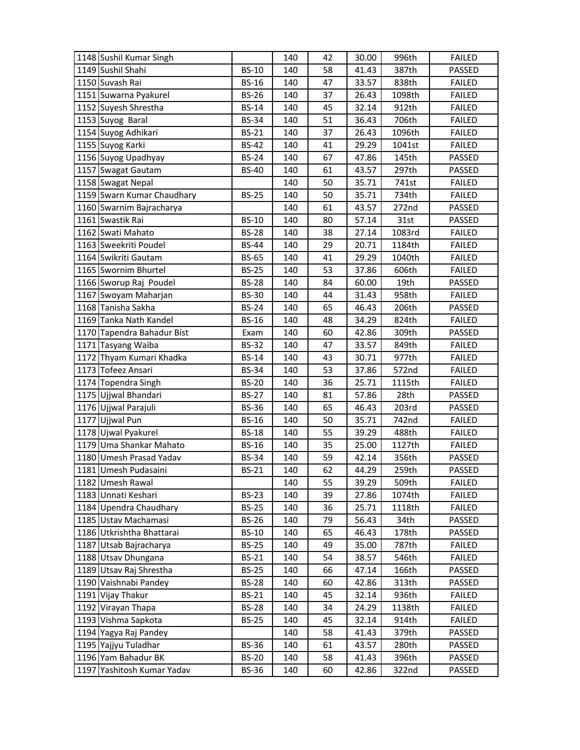| | | | | | | | |
|---|---|---|---|---|---|---|---|
| 1148 | Sushil Kumar Singh | | 140 | 42 | 30.00 | 996th | FAILED |
| 1149 | Sushil Shahi | BS-10 | 140 | 58 | 41.43 | 387th | PASSED |
| 1150 | Suvash Rai | BS-16 | 140 | 47 | 33.57 | 838th | FAILED |
| 1151 | Suwarna Pyakurel | BS-26 | 140 | 37 | 26.43 | 1098th | FAILED |
| 1152 | Suyesh Shrestha | BS-14 | 140 | 45 | 32.14 | 912th | FAILED |
| 1153 | Suyog  Baral | BS-34 | 140 | 51 | 36.43 | 706th | FAILED |
| 1154 | Suyog Adhikari | BS-21 | 140 | 37 | 26.43 | 1096th | FAILED |
| 1155 | Suyog Karki | BS-42 | 140 | 41 | 29.29 | 1041st | FAILED |
| 1156 | Suyog Upadhyay | BS-24 | 140 | 67 | 47.86 | 145th | PASSED |
| 1157 | Swagat Gautam | BS-40 | 140 | 61 | 43.57 | 297th | PASSED |
| 1158 | Swagat Nepal | | 140 | 50 | 35.71 | 741st | FAILED |
| 1159 | Swarn Kumar Chaudhary | BS-25 | 140 | 50 | 35.71 | 734th | FAILED |
| 1160 | Swarnim Bajracharya | | 140 | 61 | 43.57 | 272nd | PASSED |
| 1161 | Swastik Rai | BS-10 | 140 | 80 | 57.14 | 31st | PASSED |
| 1162 | Swati Mahato | BS-28 | 140 | 38 | 27.14 | 1083rd | FAILED |
| 1163 | Sweekriti Poudel | BS-44 | 140 | 29 | 20.71 | 1184th | FAILED |
| 1164 | Swikriti Gautam | BS-65 | 140 | 41 | 29.29 | 1040th | FAILED |
| 1165 | Swornim Bhurtel | BS-25 | 140 | 53 | 37.86 | 606th | FAILED |
| 1166 | Sworup Raj  Poudel | BS-28 | 140 | 84 | 60.00 | 19th | PASSED |
| 1167 | Swoyam Maharjan | BS-30 | 140 | 44 | 31.43 | 958th | FAILED |
| 1168 | Tanisha Sakha | BS-24 | 140 | 65 | 46.43 | 206th | PASSED |
| 1169 | Tanka Nath Kandel | BS-16 | 140 | 48 | 34.29 | 824th | FAILED |
| 1170 | Tapendra Bahadur Bist | Exam | 140 | 60 | 42.86 | 309th | PASSED |
| 1171 | Tasyang Waiba | BS-32 | 140 | 47 | 33.57 | 849th | FAILED |
| 1172 | Thyam Kumari Khadka | BS-14 | 140 | 43 | 30.71 | 977th | FAILED |
| 1173 | Tofeez Ansari | BS-34 | 140 | 53 | 37.86 | 572nd | FAILED |
| 1174 | Topendra Singh | BS-20 | 140 | 36 | 25.71 | 1115th | FAILED |
| 1175 | Ujjwal Bhandari | BS-27 | 140 | 81 | 57.86 | 28th | PASSED |
| 1176 | Ujjwal Parajuli | BS-36 | 140 | 65 | 46.43 | 203rd | PASSED |
| 1177 | Ujjwal Pun | BS-16 | 140 | 50 | 35.71 | 742nd | FAILED |
| 1178 | Ujwal Pyakurel | BS-18 | 140 | 55 | 39.29 | 488th | FAILED |
| 1179 | Uma Shankar Mahato | BS-16 | 140 | 35 | 25.00 | 1127th | FAILED |
| 1180 | Umesh Prasad Yadav | BS-34 | 140 | 59 | 42.14 | 356th | PASSED |
| 1181 | Umesh Pudasaini | BS-21 | 140 | 62 | 44.29 | 259th | PASSED |
| 1182 | Umesh Rawal | | 140 | 55 | 39.29 | 509th | FAILED |
| 1183 | Unnati Keshari | BS-23 | 140 | 39 | 27.86 | 1074th | FAILED |
| 1184 | Upendra Chaudhary | BS-25 | 140 | 36 | 25.71 | 1118th | FAILED |
| 1185 | Ustav Machamasi | BS-26 | 140 | 79 | 56.43 | 34th | PASSED |
| 1186 | Utkrishtha Bhattarai | BS-10 | 140 | 65 | 46.43 | 178th | PASSED |
| 1187 | Utsab Bajracharya | BS-25 | 140 | 49 | 35.00 | 787th | FAILED |
| 1188 | Utsav Dhungana | BS-21 | 140 | 54 | 38.57 | 546th | FAILED |
| 1189 | Utsav Raj Shrestha | BS-25 | 140 | 66 | 47.14 | 166th | PASSED |
| 1190 | Vaishnabi Pandey | BS-28 | 140 | 60 | 42.86 | 313th | PASSED |
| 1191 | Vijay Thakur | BS-21 | 140 | 45 | 32.14 | 936th | FAILED |
| 1192 | Virayan Thapa | BS-28 | 140 | 34 | 24.29 | 1138th | FAILED |
| 1193 | Vishma Sapkota | BS-25 | 140 | 45 | 32.14 | 914th | FAILED |
| 1194 | Yagya Raj Pandey | | 140 | 58 | 41.43 | 379th | PASSED |
| 1195 | Yajjyu Tuladhar | BS-36 | 140 | 61 | 43.57 | 280th | PASSED |
| 1196 | Yam Bahadur BK | BS-20 | 140 | 58 | 41.43 | 396th | PASSED |
| 1197 | Yashitosh Kumar Yadav | BS-36 | 140 | 60 | 42.86 | 322nd | PASSED |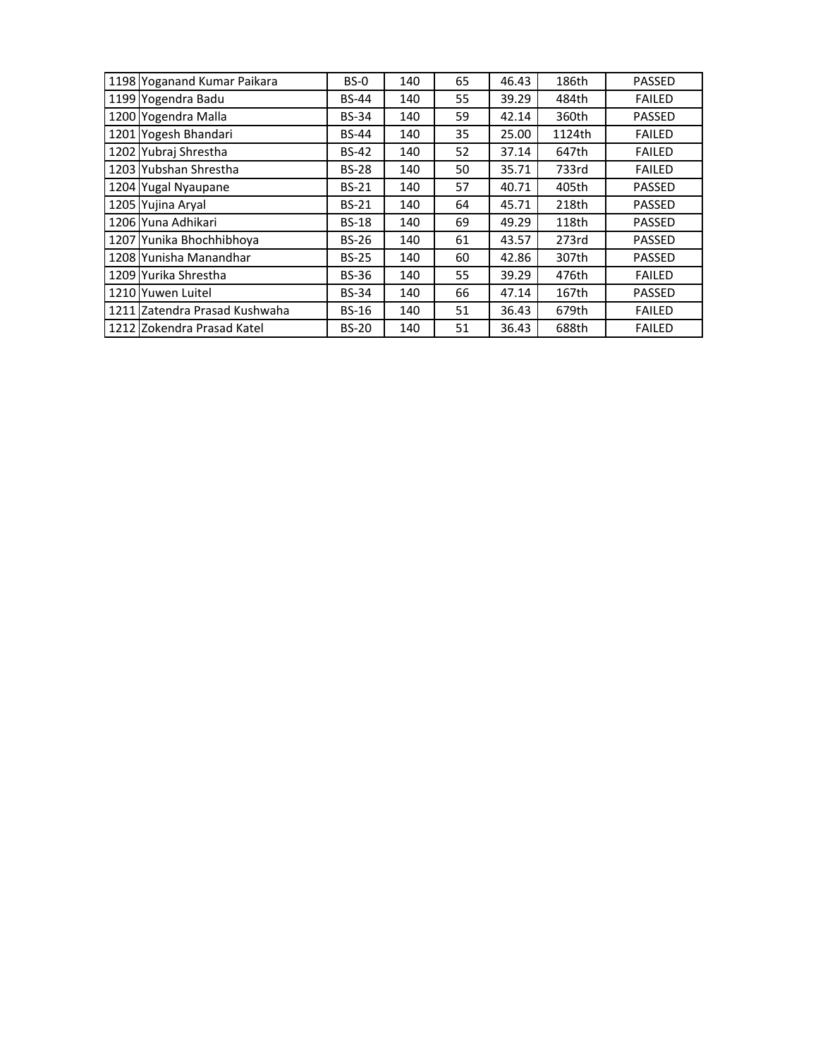| | | | | | | | |
|---|---|---|---|---|---|---|---|
| 1198 | Yoganand Kumar Paikara | BS-0 | 140 | 65 | 46.43 | 186th | PASSED |
| 1199 | Yogendra Badu | BS-44 | 140 | 55 | 39.29 | 484th | FAILED |
| 1200 | Yogendra Malla | BS-34 | 140 | 59 | 42.14 | 360th | PASSED |
| 1201 | Yogesh Bhandari | BS-44 | 140 | 35 | 25.00 | 1124th | FAILED |
| 1202 | Yubraj Shrestha | BS-42 | 140 | 52 | 37.14 | 647th | FAILED |
| 1203 | Yubshan Shrestha | BS-28 | 140 | 50 | 35.71 | 733rd | FAILED |
| 1204 | Yugal Nyaupane | BS-21 | 140 | 57 | 40.71 | 405th | PASSED |
| 1205 | Yujina Aryal | BS-21 | 140 | 64 | 45.71 | 218th | PASSED |
| 1206 | Yuna Adhikari | BS-18 | 140 | 69 | 49.29 | 118th | PASSED |
| 1207 | Yunika Bhochhibhoya | BS-26 | 140 | 61 | 43.57 | 273rd | PASSED |
| 1208 | Yunisha Manandhar | BS-25 | 140 | 60 | 42.86 | 307th | PASSED |
| 1209 | Yurika Shrestha | BS-36 | 140 | 55 | 39.29 | 476th | FAILED |
| 1210 | Yuwen Luitel | BS-34 | 140 | 66 | 47.14 | 167th | PASSED |
| 1211 | Zatendra Prasad Kushwaha | BS-16 | 140 | 51 | 36.43 | 679th | FAILED |
| 1212 | Zokendra Prasad Katel | BS-20 | 140 | 51 | 36.43 | 688th | FAILED |